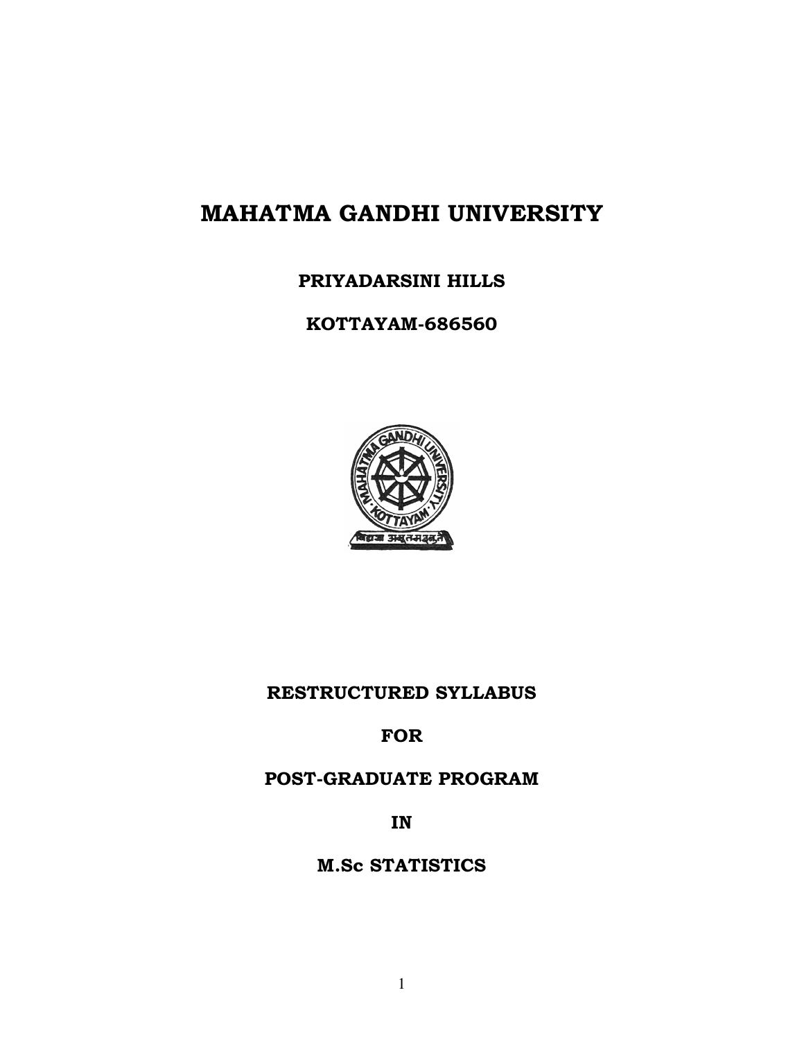# MAHATMA GANDHI UNIVERSITY

**PRIYADARSINI HILLS**

**KOTTAYAM-686560**

**RESTRUCTURED SYLLABUS**

**FOR**

**POST-GRADUATE PROGRAM**

**IN**

**M.Sc STATISTICS**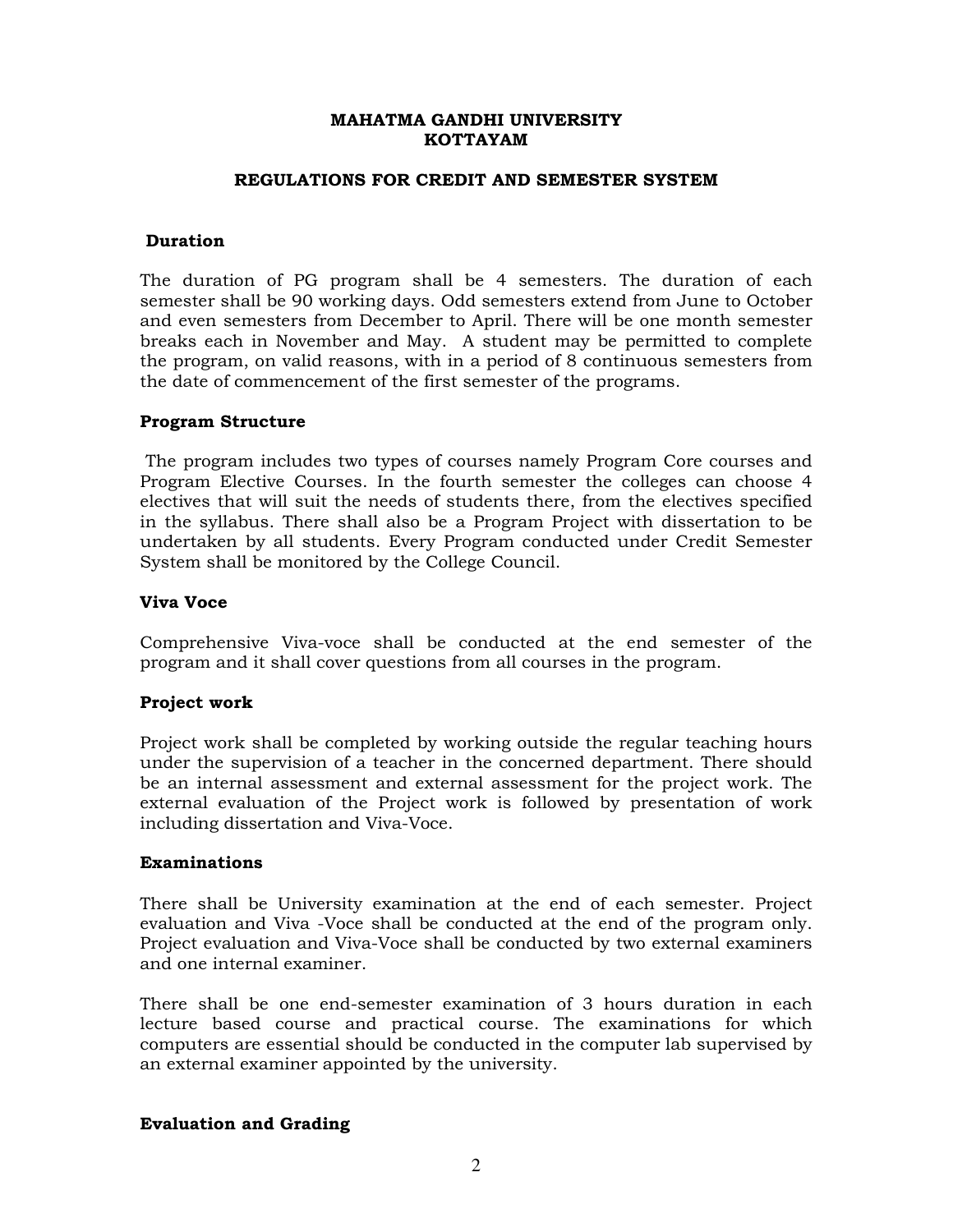**MAHATMA GANDHI UNIVERSITY**
**KOTTAYAM**

**REGULATIONS FOR CREDIT AND SEMESTER SYSTEM**

### Duration

The duration of PG program shall be 4 semesters. The duration of each semester shall be 90 working days. Odd semesters extend from June to October and even semesters from December to April. There will be one month semester breaks each in November and May. A student may be permitted to complete the program, on valid reasons, with in a period of 8 continuous semesters from the date of commencement of the first semester of the programs.

### Program Structure

The program includes two types of courses namely Program Core courses and Program Elective Courses. In the fourth semester the colleges can choose 4 electives that will suit the needs of students there, from the electives specified in the syllabus. There shall also be a Program Project with dissertation to be undertaken by all students. Every Program conducted under Credit Semester System shall be monitored by the College Council.

### Viva Voce

Comprehensive Viva-voce shall be conducted at the end semester of the program and it shall cover questions from all courses in the program.

### Project work

Project work shall be completed by working outside the regular teaching hours under the supervision of a teacher in the concerned department. There should be an internal assessment and external assessment for the project work. The external evaluation of the Project work is followed by presentation of work including dissertation and Viva-Voce.

### Examinations

There shall be University examination at the end of each semester. Project evaluation and Viva -Voce shall be conducted at the end of the program only. Project evaluation and Viva-Voce shall be conducted by two external examiners and one internal examiner.

There shall be one end-semester examination of 3 hours duration in each lecture based course and practical course. The examinations for which computers are essential should be conducted in the computer lab supervised by an external examiner appointed by the university.

### Evaluation and Grading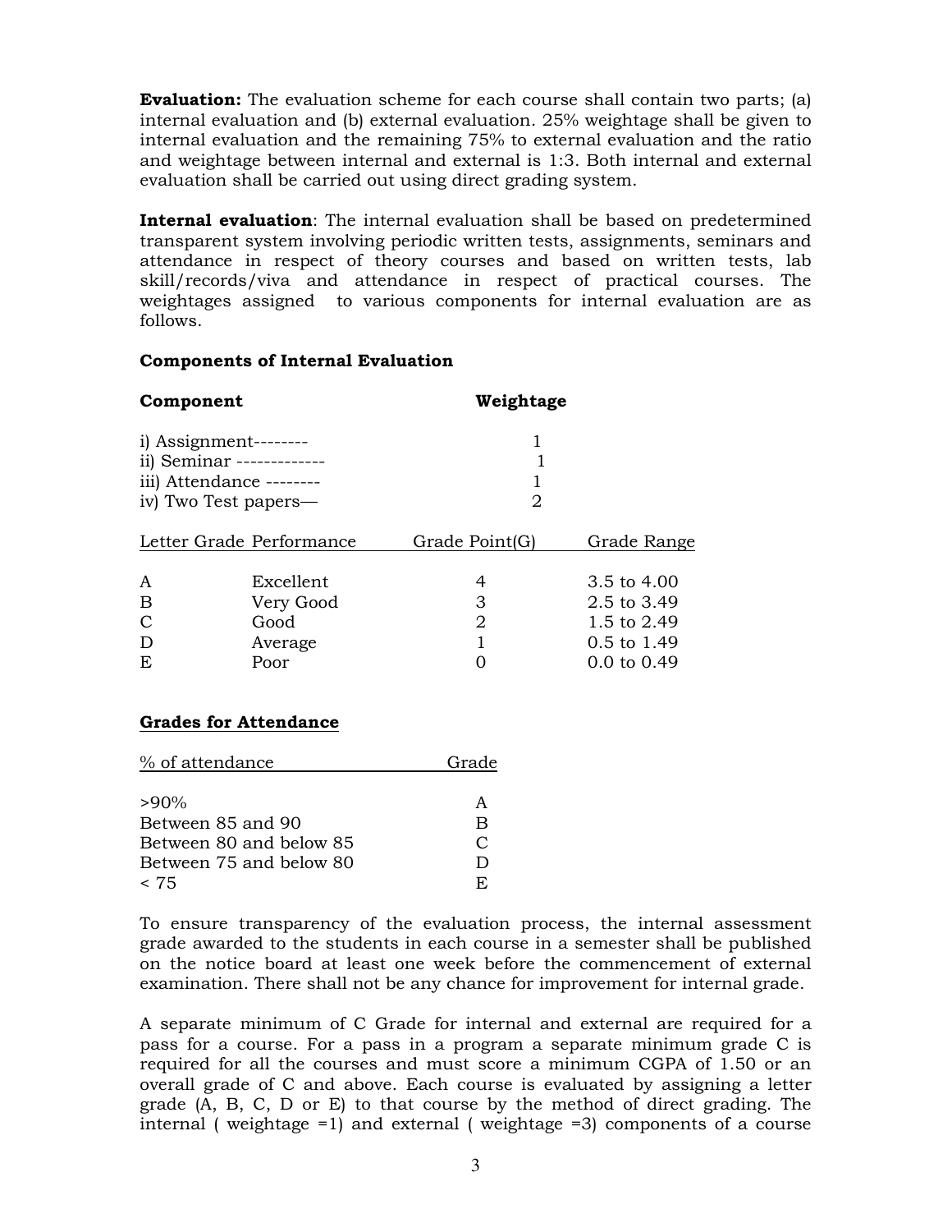**Evaluation:** The evaluation scheme for each course shall contain two parts; (a) internal evaluation and (b) external evaluation. 25% weightage shall be given to internal evaluation and the remaining 75% to external evaluation and the ratio and weightage between internal and external is 1:3. Both internal and external evaluation shall be carried out using direct grading system.

**Internal evaluation**: The internal evaluation shall be based on predetermined transparent system involving periodic written tests, assignments, seminars and attendance in respect of theory courses and based on written tests, lab skill/records/viva and attendance in respect of practical courses. The weightages assigned to various components for internal evaluation are as follows.

**Components of Internal Evaluation**

| **Component** | **Weightage** |
|---|---|
| i) Assignment-------- | 1 |
| ii) Seminar ------------- | 1 |
| iii) Attendance -------- | 1 |
| iv) Two Test papers— | 2 |

| Letter Grade | Performance | Grade Point(G) | Grade Range |
|---|---|---|---|
| A | Excellent | 4 | 3.5 to 4.00 |
| B | Very Good | 3 | 2.5 to 3.49 |
| C | Good | 2 | 1.5 to 2.49 |
| D | Average | 1 | 0.5 to 1.49 |
| E | Poor | 0 | 0.0 to 0.49 |

**Grades for Attendance**

| % of attendance | Grade |
|---|---|
| >90% | A |
| Between 85 and 90 | B |
| Between 80 and below 85 | C |
| Between 75 and below 80 | D |
| < 75 | E |

To ensure transparency of the evaluation process, the internal assessment grade awarded to the students in each course in a semester shall be published on the notice board at least one week before the commencement of external examination. There shall not be any chance for improvement for internal grade.

A separate minimum of C Grade for internal and external are required for a pass for a course. For a pass in a program a separate minimum grade C is required for all the courses and must score a minimum CGPA of 1.50 or an overall grade of C and above. Each course is evaluated by assigning a letter grade (A, B, C, D or E) to that course by the method of direct grading. The internal ( weightage =1) and external ( weightage =3) components of a course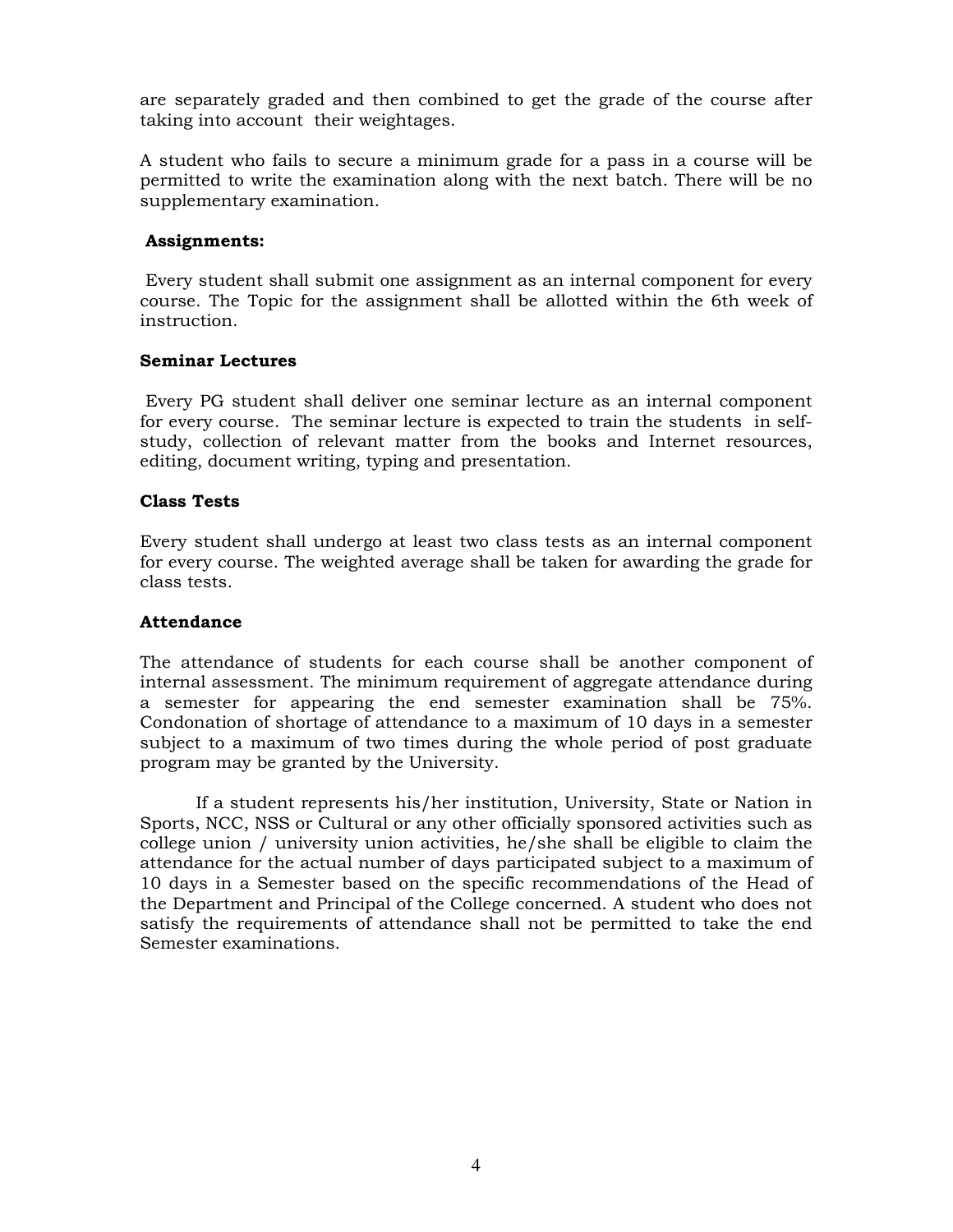are separately graded and then combined to get the grade of the course after taking into account their weightages.

A student who fails to secure a minimum grade for a pass in a course will be permitted to write the examination along with the next batch. There will be no supplementary examination.

**Assignments:**

Every student shall submit one assignment as an internal component for every course. The Topic for the assignment shall be allotted within the 6th week of instruction.

**Seminar Lectures**

Every PG student shall deliver one seminar lecture as an internal component for every course. The seminar lecture is expected to train the students in self-study, collection of relevant matter from the books and Internet resources, editing, document writing, typing and presentation.

**Class Tests**

Every student shall undergo at least two class tests as an internal component for every course. The weighted average shall be taken for awarding the grade for class tests.

**Attendance**

The attendance of students for each course shall be another component of internal assessment. The minimum requirement of aggregate attendance during a semester for appearing the end semester examination shall be 75%. Condonation of shortage of attendance to a maximum of 10 days in a semester subject to a maximum of two times during the whole period of post graduate program may be granted by the University.

If a student represents his/her institution, University, State or Nation in Sports, NCC, NSS or Cultural or any other officially sponsored activities such as college union / university union activities, he/she shall be eligible to claim the attendance for the actual number of days participated subject to a maximum of 10 days in a Semester based on the specific recommendations of the Head of the Department and Principal of the College concerned. A student who does not satisfy the requirements of attendance shall not be permitted to take the end Semester examinations.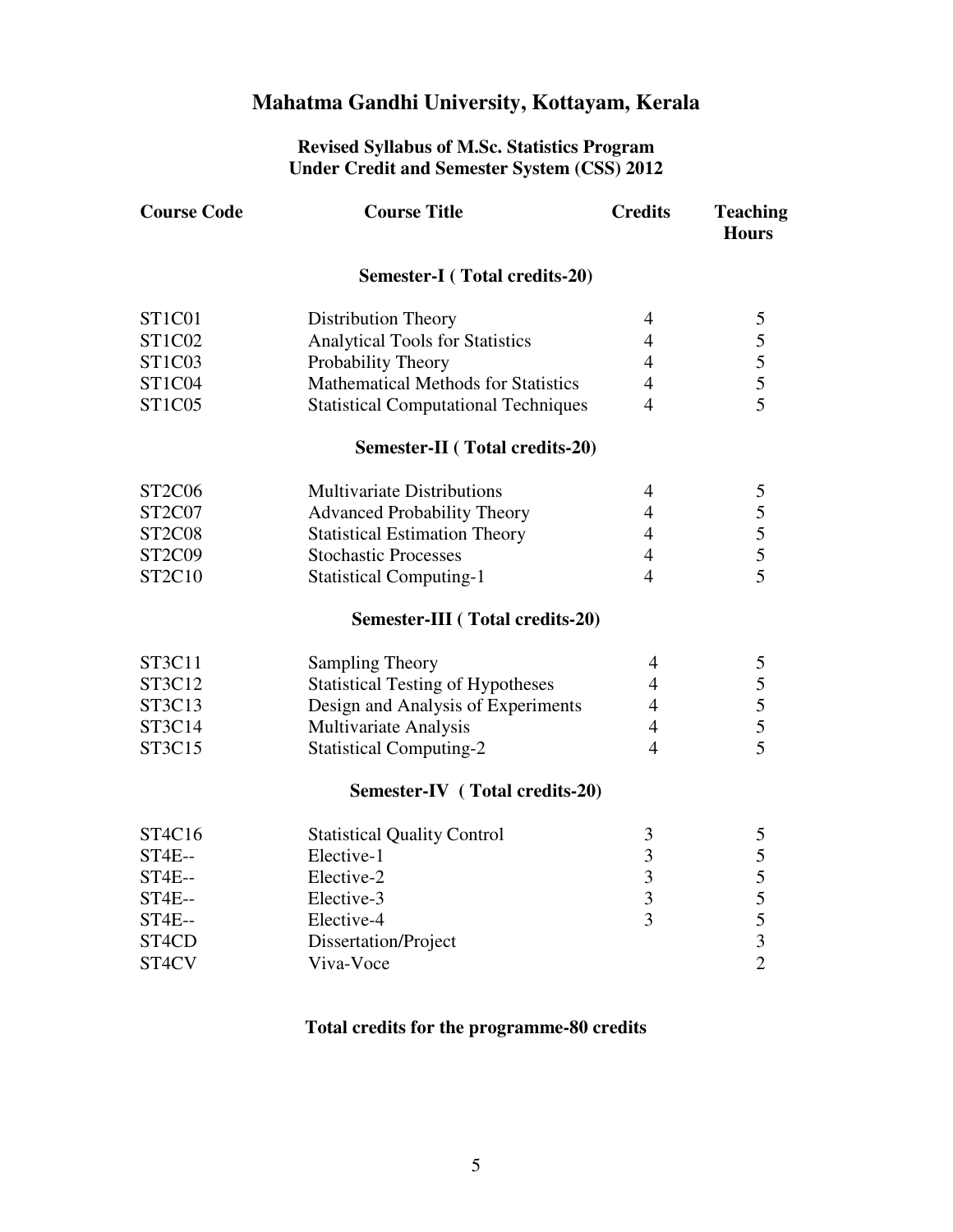# Mahatma Gandhi University, Kottayam, Kerala

### Revised Syllabus of M.Sc. Statistics Program
### Under Credit and Semester System (CSS) 2012

| Course Code | Course Title | Credits | Teaching Hours |
|---|---|---|---|
| | **Semester-I ( Total credits-20)** | | |
| ST1C01 | Distribution Theory | 4 | 5 |
| ST1C02 | Analytical Tools for Statistics | 4 | 5 |
| ST1C03 | Probability Theory | 4 | 5 |
| ST1C04 | Mathematical Methods for Statistics | 4 | 5 |
| ST1C05 | Statistical Computational Techniques | 4 | 5 |
| | **Semester-II ( Total credits-20)** | | |
| ST2C06 | Multivariate Distributions | 4 | 5 |
| ST2C07 | Advanced Probability Theory | 4 | 5 |
| ST2C08 | Statistical Estimation Theory | 4 | 5 |
| ST2C09 | Stochastic Processes | 4 | 5 |
| ST2C10 | Statistical Computing-1 | 4 | 5 |
| | **Semester-III ( Total credits-20)** | | |
| ST3C11 | Sampling Theory | 4 | 5 |
| ST3C12 | Statistical Testing of Hypotheses | 4 | 5 |
| ST3C13 | Design and Analysis of Experiments | 4 | 5 |
| ST3C14 | Multivariate Analysis | 4 | 5 |
| ST3C15 | Statistical Computing-2 | 4 | 5 |
| | **Semester-IV ( Total credits-20)** | | |
| ST4C16 | Statistical Quality Control | 3 | 5 |
| ST4E-- | Elective-1 | 3 | 5 |
| ST4E-- | Elective-2 | 3 | 5 |
| ST4E-- | Elective-3 | 3 | 5 |
| ST4E-- | Elective-4 | 3 | 5 |
| ST4CD | Dissertation/Project | | 3 |
| ST4CV | Viva-Voce | | 2 |

**Total credits for the programme-80 credits**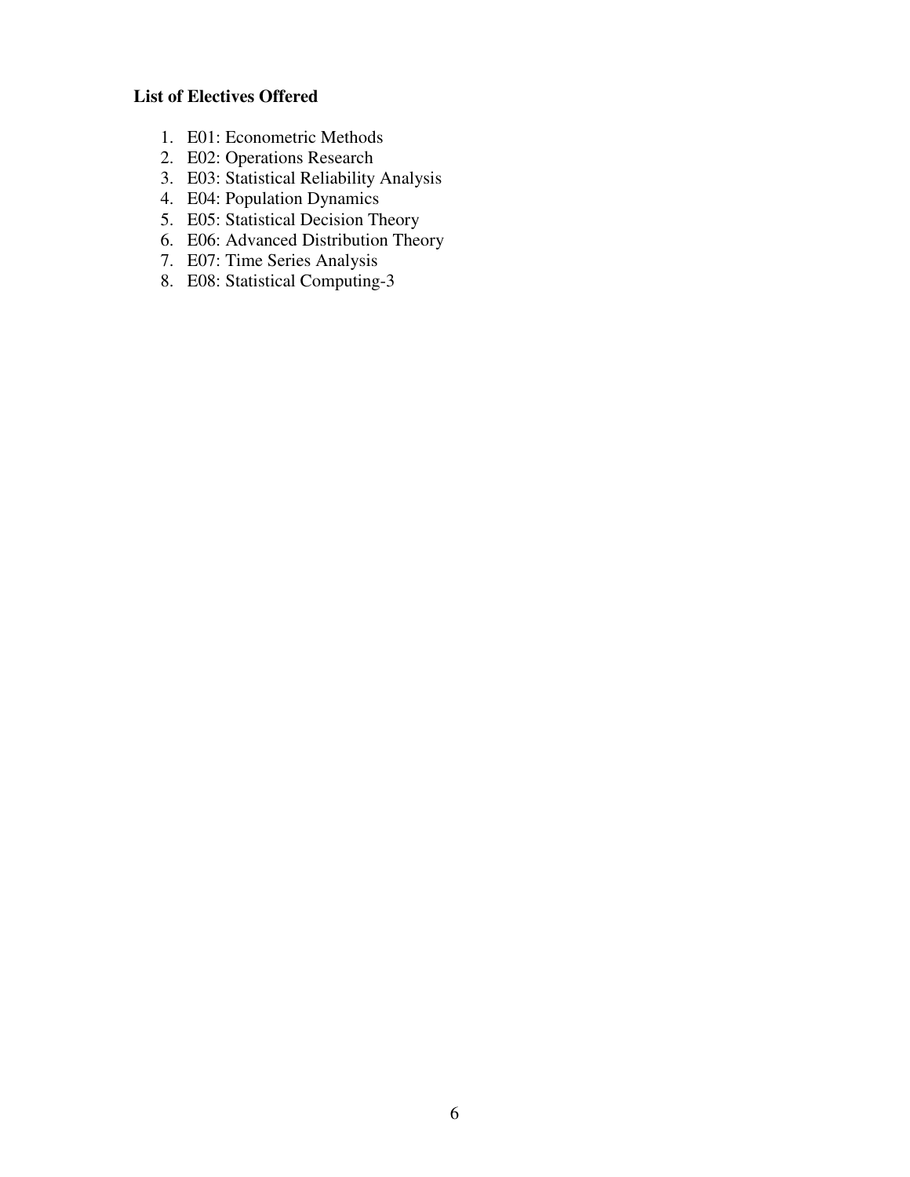**List of Electives Offered**

1. E01: Econometric Methods
2. E02: Operations Research
3. E03: Statistical Reliability Analysis
4. E04: Population Dynamics
5. E05: Statistical Decision Theory
6. E06: Advanced Distribution Theory
7. E07: Time Series Analysis
8. E08: Statistical Computing-3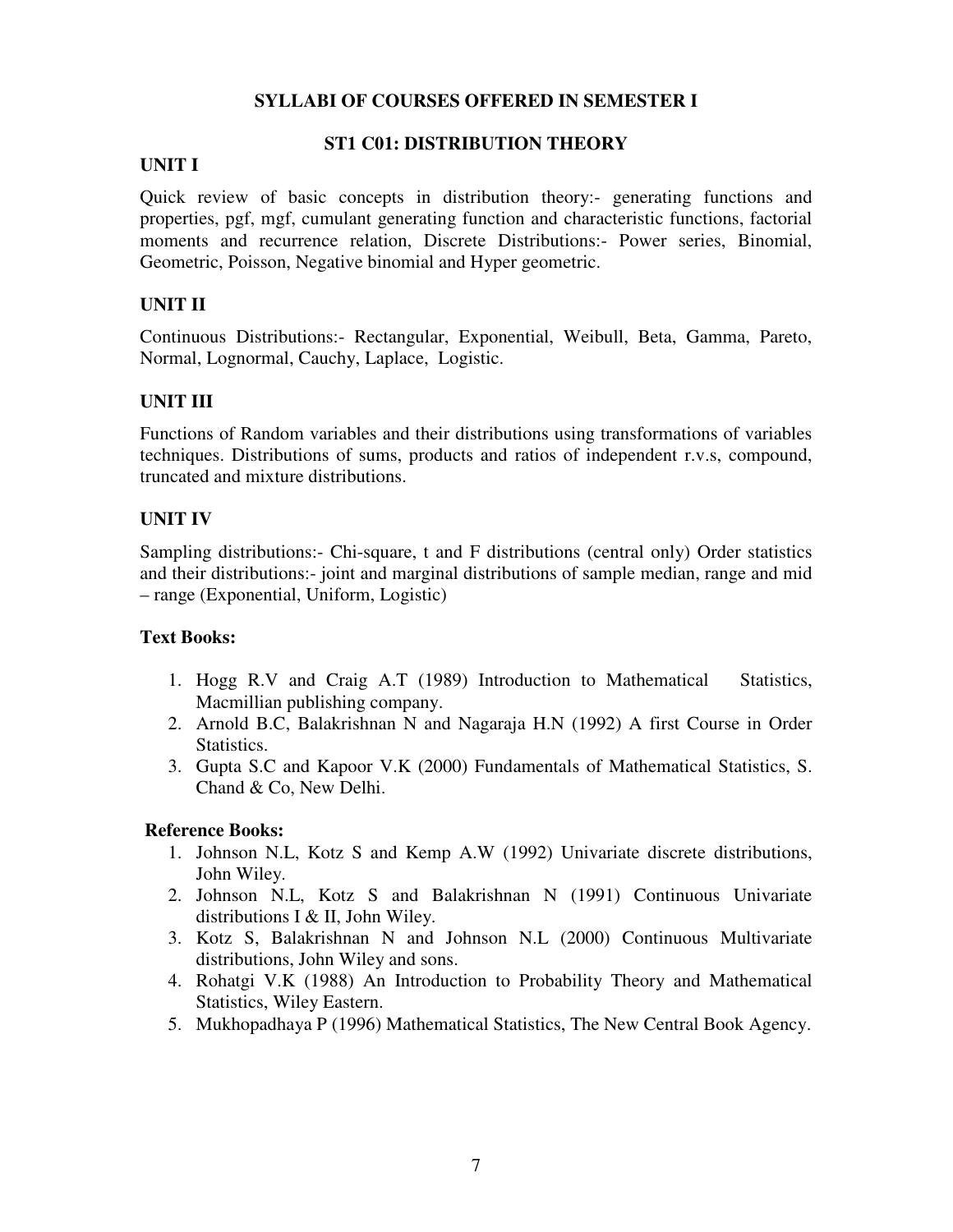# SYLLABI OF COURSES OFFERED IN SEMESTER I

## ST1 C01: DISTRIBUTION THEORY

### UNIT I

Quick review of basic concepts in distribution theory:- generating functions and properties, pgf, mgf, cumulant generating function and characteristic functions, factorial moments and recurrence relation, Discrete Distributions:- Power series, Binomial, Geometric, Poisson, Negative binomial and Hyper geometric.

### UNIT II

Continuous Distributions:- Rectangular, Exponential, Weibull, Beta, Gamma, Pareto, Normal, Lognormal, Cauchy, Laplace, Logistic.

### UNIT III

Functions of Random variables and their distributions using transformations of variables techniques. Distributions of sums, products and ratios of independent r.v.s, compound, truncated and mixture distributions.

### UNIT IV

Sampling distributions:- Chi-square, t and F distributions (central only) Order statistics and their distributions:- joint and marginal distributions of sample median, range and mid – range (Exponential, Uniform, Logistic)

**Text Books:**

1. Hogg R.V and Craig A.T (1989) Introduction to Mathematical Statistics, Macmillian publishing company.
2. Arnold B.C, Balakrishnan N and Nagaraja H.N (1992) A first Course in Order Statistics.
3. Gupta S.C and Kapoor V.K (2000) Fundamentals of Mathematical Statistics, S. Chand & Co, New Delhi.

**Reference Books:**

1. Johnson N.L, Kotz S and Kemp A.W (1992) Univariate discrete distributions, John Wiley.
2. Johnson N.L, Kotz S and Balakrishnan N (1991) Continuous Univariate distributions I & II, John Wiley.
3. Kotz S, Balakrishnan N and Johnson N.L (2000) Continuous Multivariate distributions, John Wiley and sons.
4. Rohatgi V.K (1988) An Introduction to Probability Theory and Mathematical Statistics, Wiley Eastern.
5. Mukhopadhaya P (1996) Mathematical Statistics, The New Central Book Agency.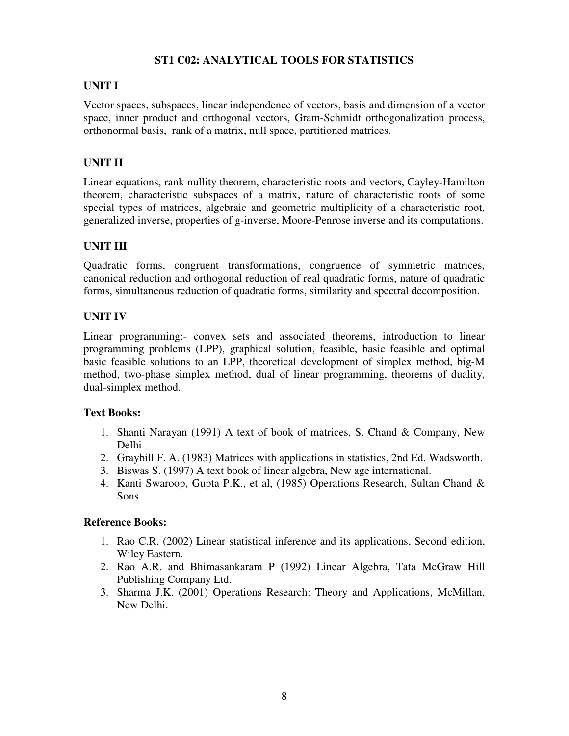## ST1 C02: ANALYTICAL TOOLS FOR STATISTICS

### UNIT I

Vector spaces, subspaces, linear independence of vectors, basis and dimension of a vector space, inner product and orthogonal vectors, Gram-Schmidt orthogonalization process, orthonormal basis, rank of a matrix, null space, partitioned matrices.

### UNIT II

Linear equations, rank nullity theorem, characteristic roots and vectors, Cayley-Hamilton theorem, characteristic subspaces of a matrix, nature of characteristic roots of some special types of matrices, algebraic and geometric multiplicity of a characteristic root, generalized inverse, properties of g-inverse, Moore-Penrose inverse and its computations.

### UNIT III

Quadratic forms, congruent transformations, congruence of symmetric matrices, canonical reduction and orthogonal reduction of real quadratic forms, nature of quadratic forms, simultaneous reduction of quadratic forms, similarity and spectral decomposition.

### UNIT IV

Linear programming:- convex sets and associated theorems, introduction to linear programming problems (LPP), graphical solution, feasible, basic feasible and optimal basic feasible solutions to an LPP, theoretical development of simplex method, big-M method, two-phase simplex method, dual of linear programming, theorems of duality, dual-simplex method.

### Text Books:

1. Shanti Narayan (1991) A text of book of matrices, S. Chand & Company, New Delhi
2. Graybill F. A. (1983) Matrices with applications in statistics, 2nd Ed. Wadsworth.
3. Biswas S. (1997) A text book of linear algebra, New age international.
4. Kanti Swaroop, Gupta P.K., et al, (1985) Operations Research, Sultan Chand & Sons.

### Reference Books:

1. Rao C.R. (2002) Linear statistical inference and its applications, Second edition, Wiley Eastern.
2. Rao A.R. and Bhimasankaram P (1992) Linear Algebra, Tata McGraw Hill Publishing Company Ltd.
3. Sharma J.K. (2001) Operations Research: Theory and Applications, McMillan, New Delhi.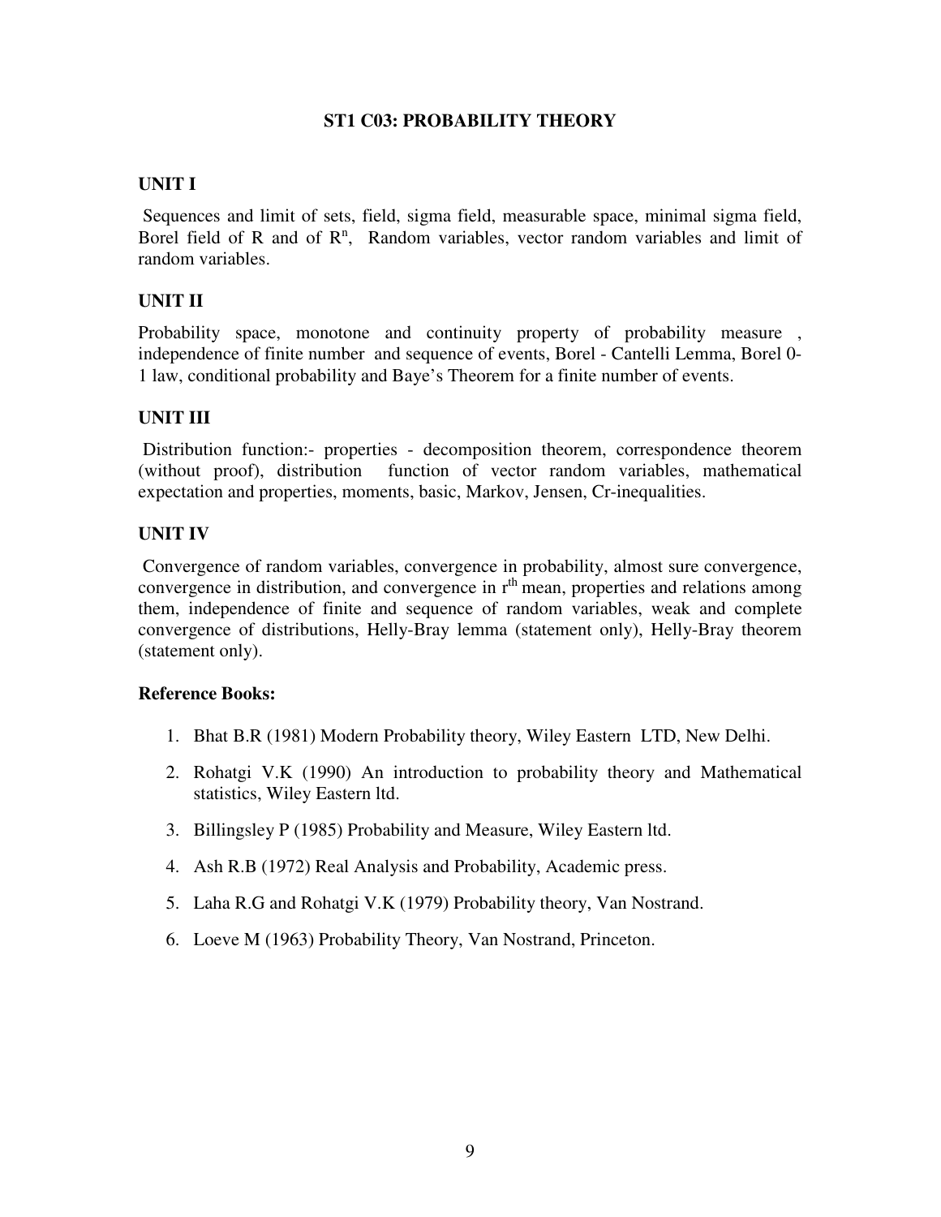# ST1 C03: PROBABILITY THEORY

## UNIT I

Sequences and limit of sets, field, sigma field, measurable space, minimal sigma field, Borel field of R and of $R^n$, Random variables, vector random variables and limit of random variables.

## UNIT II

Probability space, monotone and continuity property of probability measure , independence of finite number and sequence of events, Borel - Cantelli Lemma, Borel 0-1 law, conditional probability and Baye's Theorem for a finite number of events.

## UNIT III

Distribution function:- properties - decomposition theorem, correspondence theorem (without proof), distribution function of vector random variables, mathematical expectation and properties, moments, basic, Markov, Jensen, Cr-inequalities.

## UNIT IV

Convergence of random variables, convergence in probability, almost sure convergence, convergence in distribution, and convergence in $r^{th}$ mean, properties and relations among them, independence of finite and sequence of random variables, weak and complete convergence of distributions, Helly-Bray lemma (statement only), Helly-Bray theorem (statement only).

**Reference Books:**

1. Bhat B.R (1981) Modern Probability theory, Wiley Eastern LTD, New Delhi.
2. Rohatgi V.K (1990) An introduction to probability theory and Mathematical statistics, Wiley Eastern ltd.
3. Billingsley P (1985) Probability and Measure, Wiley Eastern ltd.
4. Ash R.B (1972) Real Analysis and Probability, Academic press.
5. Laha R.G and Rohatgi V.K (1979) Probability theory, Van Nostrand.
6. Loeve M (1963) Probability Theory, Van Nostrand, Princeton.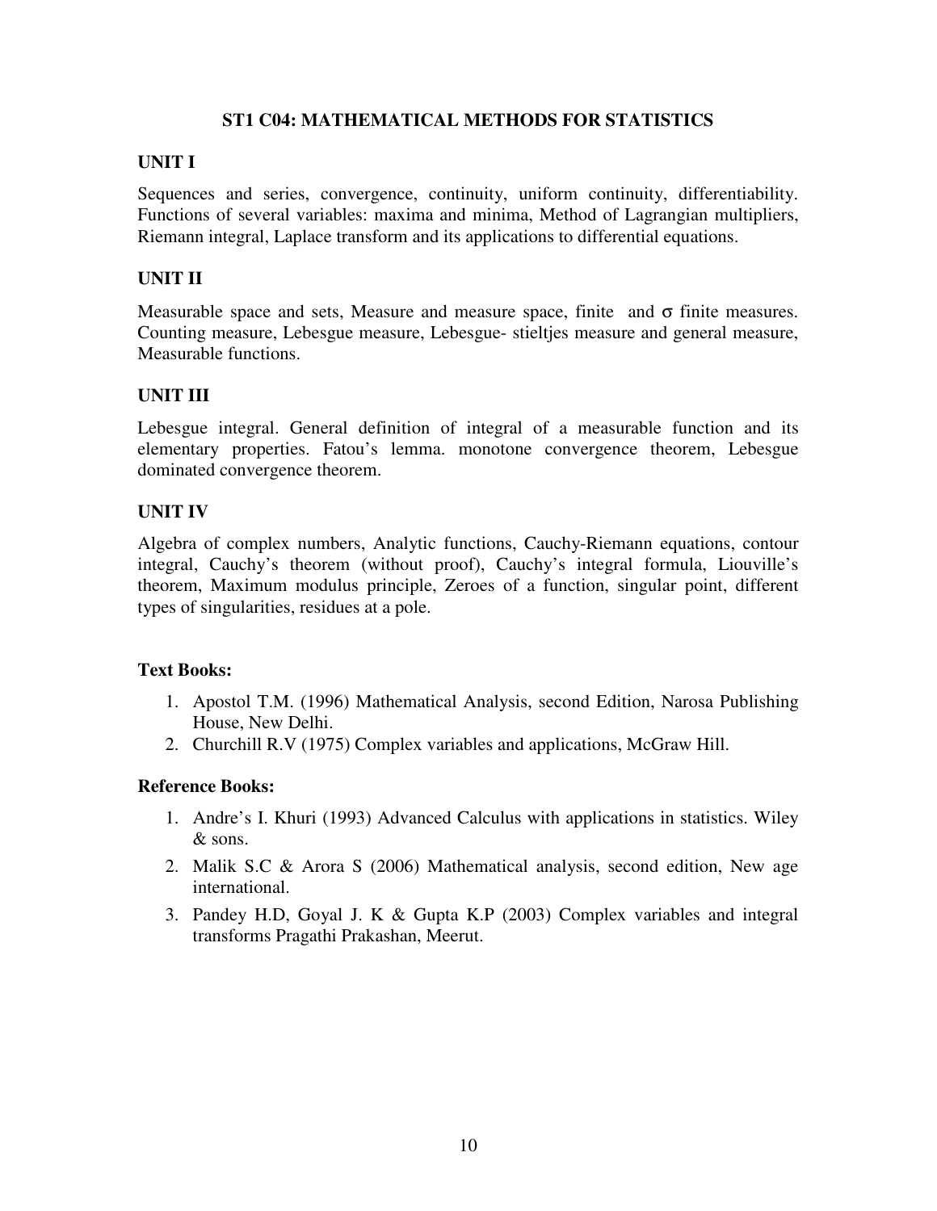# ST1 C04: MATHEMATICAL METHODS FOR STATISTICS

## UNIT I

Sequences and series, convergence, continuity, uniform continuity, differentiability. Functions of several variables: maxima and minima, Method of Lagrangian multipliers, Riemann integral, Laplace transform and its applications to differential equations.

## UNIT II

Measurable space and sets, Measure and measure space, finite and $\sigma$ finite measures. Counting measure, Lebesgue measure, Lebesgue- stieltjes measure and general measure, Measurable functions.

## UNIT III

Lebesgue integral. General definition of integral of a measurable function and its elementary properties. Fatou's lemma. monotone convergence theorem, Lebesgue dominated convergence theorem.

## UNIT IV

Algebra of complex numbers, Analytic functions, Cauchy-Riemann equations, contour integral, Cauchy's theorem (without proof), Cauchy's integral formula, Liouville's theorem, Maximum modulus principle, Zeroes of a function, singular point, different types of singularities, residues at a pole.

### Text Books:

1. Apostol T.M. (1996) Mathematical Analysis, second Edition, Narosa Publishing House, New Delhi.
2. Churchill R.V (1975) Complex variables and applications, McGraw Hill.

### Reference Books:

1. Andre's I. Khuri (1993) Advanced Calculus with applications in statistics. Wiley & sons.
2. Malik S.C & Arora S (2006) Mathematical analysis, second edition, New age international.
3. Pandey H.D, Goyal J. K & Gupta K.P (2003) Complex variables and integral transforms Pragathi Prakashan, Meerut.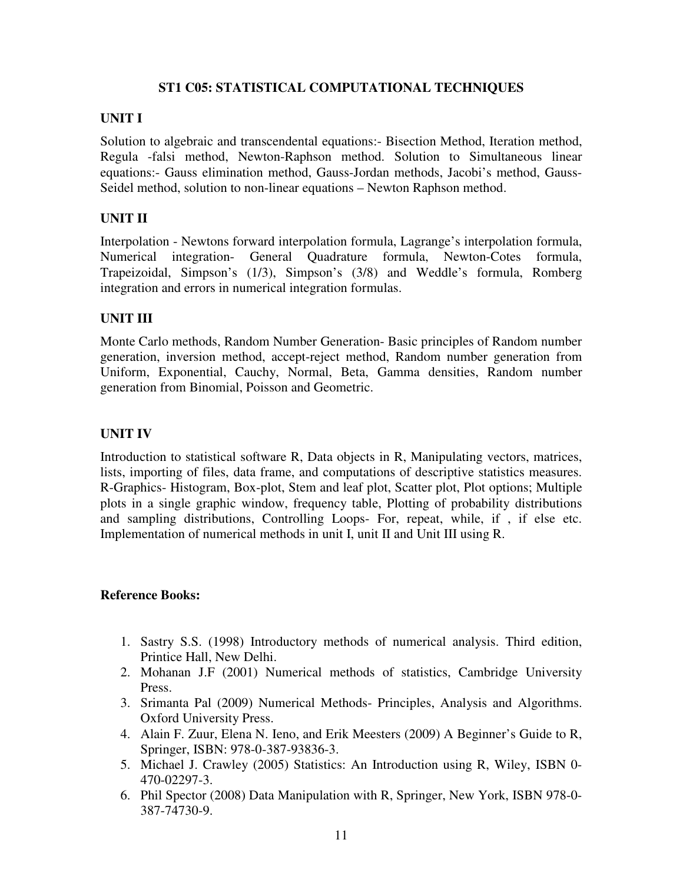## ST1 C05: STATISTICAL COMPUTATIONAL TECHNIQUES

### UNIT I

Solution to algebraic and transcendental equations:- Bisection Method, Iteration method, Regula -falsi method, Newton-Raphson method. Solution to Simultaneous linear equations:- Gauss elimination method, Gauss-Jordan methods, Jacobi's method, Gauss-Seidel method, solution to non-linear equations – Newton Raphson method.

### UNIT II

Interpolation - Newtons forward interpolation formula, Lagrange's interpolation formula, Numerical integration- General Quadrature formula, Newton-Cotes formula, Trapeizoidal, Simpson's (1/3), Simpson's (3/8) and Weddle's formula, Romberg integration and errors in numerical integration formulas.

### UNIT III

Monte Carlo methods, Random Number Generation- Basic principles of Random number generation, inversion method, accept-reject method, Random number generation from Uniform, Exponential, Cauchy, Normal, Beta, Gamma densities, Random number generation from Binomial, Poisson and Geometric.

### UNIT IV

Introduction to statistical software R, Data objects in R, Manipulating vectors, matrices, lists, importing of files, data frame, and computations of descriptive statistics measures. R-Graphics- Histogram, Box-plot, Stem and leaf plot, Scatter plot, Plot options; Multiple plots in a single graphic window, frequency table, Plotting of probability distributions and sampling distributions, Controlling Loops- For, repeat, while, if , if else etc. Implementation of numerical methods in unit I, unit II and Unit III using R.

### Reference Books:

1. Sastry S.S. (1998) Introductory methods of numerical analysis. Third edition, Printice Hall, New Delhi.
2. Mohanan J.F (2001) Numerical methods of statistics, Cambridge University Press.
3. Srimanta Pal (2009) Numerical Methods- Principles, Analysis and Algorithms. Oxford University Press.
4. Alain F. Zuur, Elena N. Ieno, and Erik Meesters (2009) A Beginner's Guide to R, Springer, ISBN: 978-0-387-93836-3.
5. Michael J. Crawley (2005) Statistics: An Introduction using R, Wiley, ISBN 0-470-02297-3.
6. Phil Spector (2008) Data Manipulation with R, Springer, New York, ISBN 978-0-387-74730-9.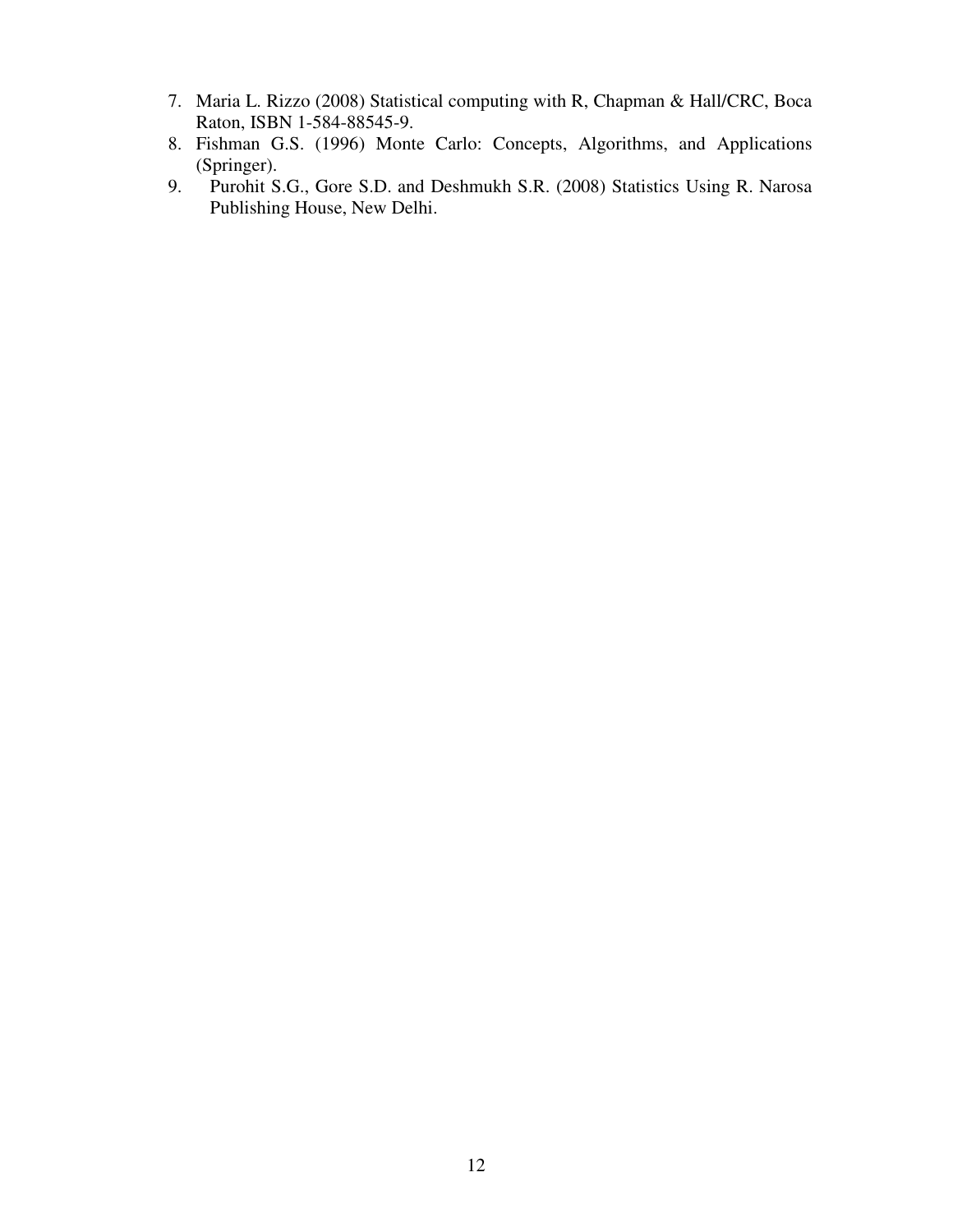7. Maria L. Rizzo (2008) Statistical computing with R, Chapman & Hall/CRC, Boca Raton, ISBN 1-584-88545-9.
8. Fishman G.S. (1996) Monte Carlo: Concepts, Algorithms, and Applications (Springer).
9. Purohit S.G., Gore S.D. and Deshmukh S.R. (2008) Statistics Using R. Narosa Publishing House, New Delhi.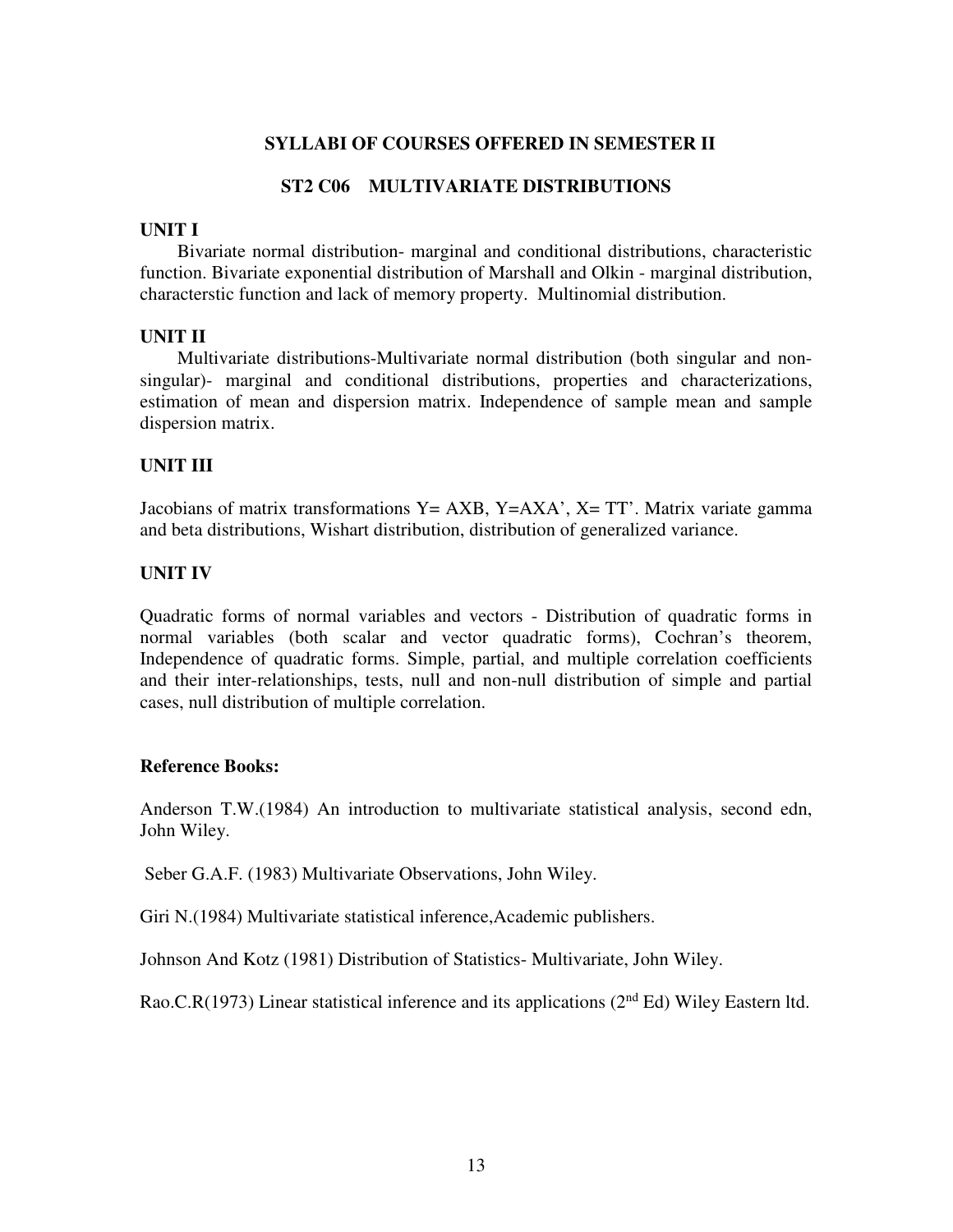## SYLLABI OF COURSES OFFERED IN SEMESTER II

### ST2 C06 MULTIVARIATE DISTRIBUTIONS

**UNIT I**

Bivariate normal distribution- marginal and conditional distributions, characteristic function. Bivariate exponential distribution of Marshall and Olkin - marginal distribution, characterstic function and lack of memory property. Multinomial distribution.

**UNIT II**

Multivariate distributions-Multivariate normal distribution (both singular and non-singular)- marginal and conditional distributions, properties and characterizations, estimation of mean and dispersion matrix. Independence of sample mean and sample dispersion matrix.

**UNIT III**

Jacobians of matrix transformations $Y= AXB$, $Y=AXA'$, $X= TT'$. Matrix variate gamma and beta distributions, Wishart distribution, distribution of generalized variance.

**UNIT IV**

Quadratic forms of normal variables and vectors - Distribution of quadratic forms in normal variables (both scalar and vector quadratic forms), Cochran's theorem, Independence of quadratic forms. Simple, partial, and multiple correlation coefficients and their inter-relationships, tests, null and non-null distribution of simple and partial cases, null distribution of multiple correlation.

**Reference Books:**

Anderson T.W.(1984) An introduction to multivariate statistical analysis, second edn, John Wiley.

Seber G.A.F. (1983) Multivariate Observations, John Wiley.

Giri N.(1984) Multivariate statistical inference,Academic publishers.

Johnson And Kotz (1981) Distribution of Statistics- Multivariate, John Wiley.

Rao.C.R(1973) Linear statistical inference and its applications (2nd Ed) Wiley Eastern ltd.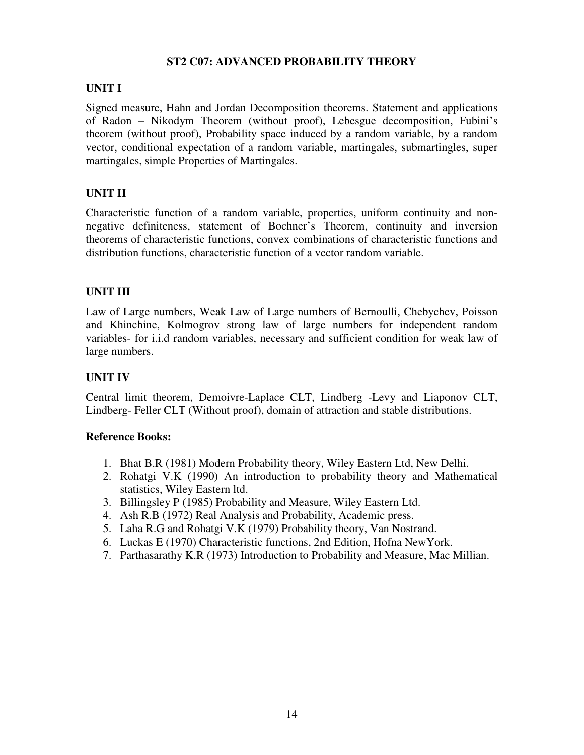## ST2 C07: ADVANCED PROBABILITY THEORY

### UNIT I

Signed measure, Hahn and Jordan Decomposition theorems. Statement and applications of Radon – Nikodym Theorem (without proof), Lebesgue decomposition, Fubini's theorem (without proof), Probability space induced by a random variable, by a random vector, conditional expectation of a random variable, martingales, submartingles, super martingales, simple Properties of Martingales.

### UNIT II

Characteristic function of a random variable, properties, uniform continuity and non-negative definiteness, statement of Bochner's Theorem, continuity and inversion theorems of characteristic functions, convex combinations of characteristic functions and distribution functions, characteristic function of a vector random variable.

### UNIT III

Law of Large numbers, Weak Law of Large numbers of Bernoulli, Chebychev, Poisson and Khinchine, Kolmogrov strong law of large numbers for independent random variables- for i.i.d random variables, necessary and sufficient condition for weak law of large numbers.

### UNIT IV

Central limit theorem, Demoivre-Laplace CLT, Lindberg -Levy and Liaponov CLT, Lindberg- Feller CLT (Without proof), domain of attraction and stable distributions.

### Reference Books:

1. Bhat B.R (1981) Modern Probability theory, Wiley Eastern Ltd, New Delhi.
2. Rohatgi V.K (1990) An introduction to probability theory and Mathematical statistics, Wiley Eastern ltd.
3. Billingsley P (1985) Probability and Measure, Wiley Eastern Ltd.
4. Ash R.B (1972) Real Analysis and Probability, Academic press.
5. Laha R.G and Rohatgi V.K (1979) Probability theory, Van Nostrand.
6. Luckas E (1970) Characteristic functions, 2nd Edition, Hofna NewYork.
7. Parthasarathy K.R (1973) Introduction to Probability and Measure, Mac Millian.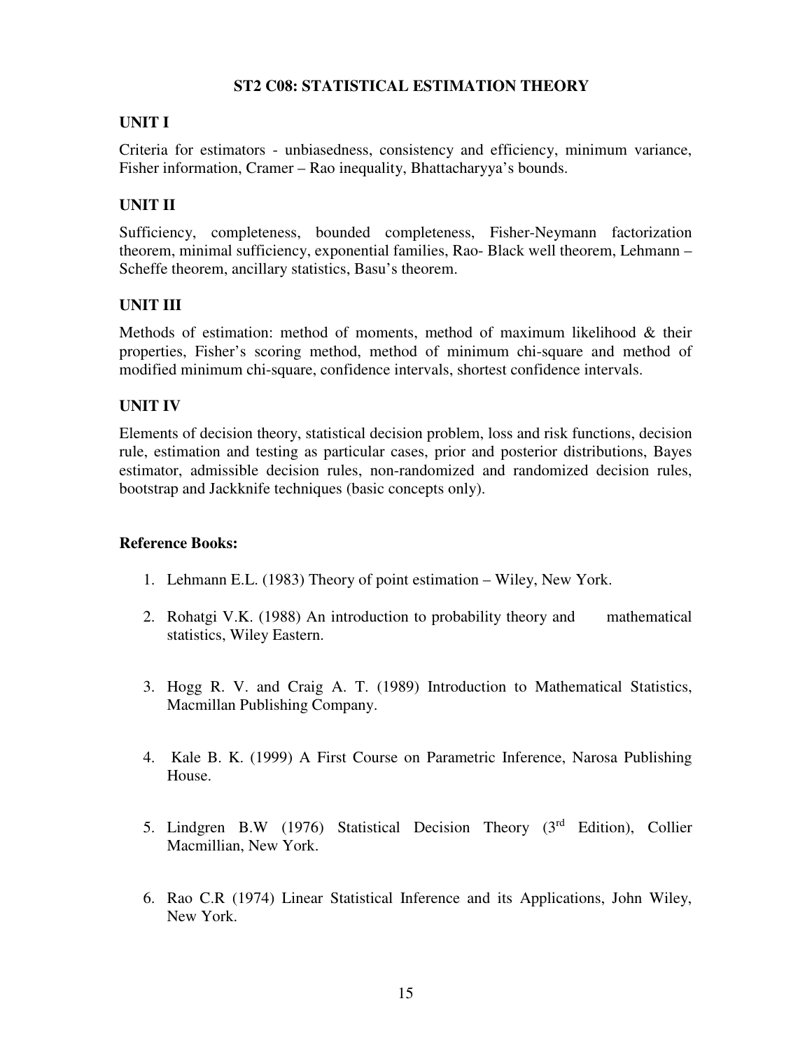# ST2 C08: STATISTICAL ESTIMATION THEORY

## UNIT I

Criteria for estimators - unbiasedness, consistency and efficiency, minimum variance, Fisher information, Cramer – Rao inequality, Bhattacharyya's bounds.

## UNIT II

Sufficiency, completeness, bounded completeness, Fisher-Neymann factorization theorem, minimal sufficiency, exponential families, Rao- Black well theorem, Lehmann – Scheffe theorem, ancillary statistics, Basu's theorem.

## UNIT III

Methods of estimation: method of moments, method of maximum likelihood & their properties, Fisher's scoring method, method of minimum chi-square and method of modified minimum chi-square, confidence intervals, shortest confidence intervals.

## UNIT IV

Elements of decision theory, statistical decision problem, loss and risk functions, decision rule, estimation and testing as particular cases, prior and posterior distributions, Bayes estimator, admissible decision rules, non-randomized and randomized decision rules, bootstrap and Jackknife techniques (basic concepts only).

**Reference Books:**

1. Lehmann E.L. (1983) Theory of point estimation – Wiley, New York.
2. Rohatgi V.K. (1988) An introduction to probability theory and mathematical statistics, Wiley Eastern.
3. Hogg R. V. and Craig A. T. (1989) Introduction to Mathematical Statistics, Macmillan Publishing Company.
4. Kale B. K. (1999) A First Course on Parametric Inference, Narosa Publishing House.
5. Lindgren B.W (1976) Statistical Decision Theory (3rd Edition), Collier Macmillian, New York.
6. Rao C.R (1974) Linear Statistical Inference and its Applications, John Wiley, New York.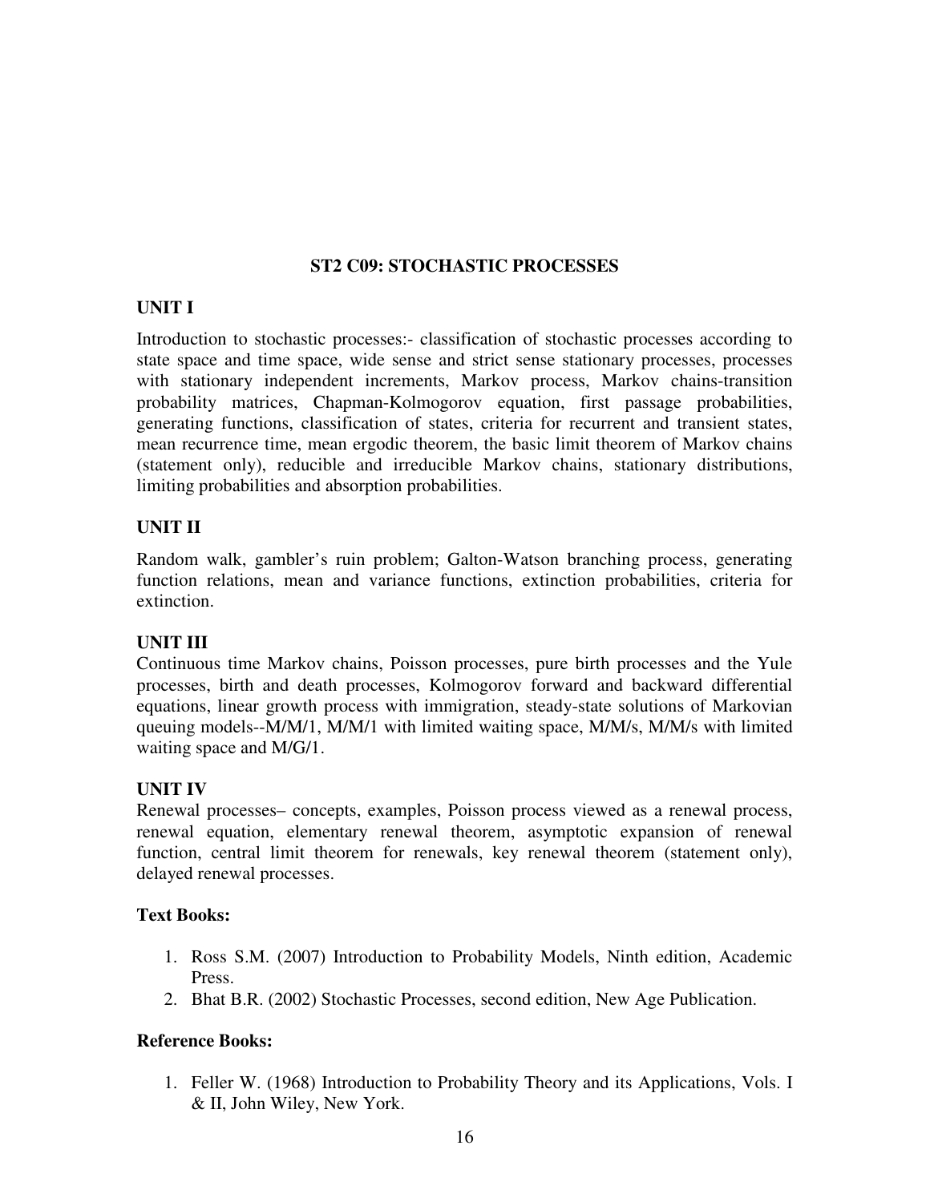## ST2 C09: STOCHASTIC PROCESSES

### UNIT I

Introduction to stochastic processes:- classification of stochastic processes according to state space and time space, wide sense and strict sense stationary processes, processes with stationary independent increments, Markov process, Markov chains-transition probability matrices, Chapman-Kolmogorov equation, first passage probabilities, generating functions, classification of states, criteria for recurrent and transient states, mean recurrence time, mean ergodic theorem, the basic limit theorem of Markov chains (statement only), reducible and irreducible Markov chains, stationary distributions, limiting probabilities and absorption probabilities.

### UNIT II

Random walk, gambler's ruin problem; Galton-Watson branching process, generating function relations, mean and variance functions, extinction probabilities, criteria for extinction.

### UNIT III

Continuous time Markov chains, Poisson processes, pure birth processes and the Yule processes, birth and death processes, Kolmogorov forward and backward differential equations, linear growth process with immigration, steady-state solutions of Markovian queuing models--M/M/1, M/M/1 with limited waiting space, M/M/s, M/M/s with limited waiting space and M/G/1.

### UNIT IV

Renewal processes– concepts, examples, Poisson process viewed as a renewal process, renewal equation, elementary renewal theorem, asymptotic expansion of renewal function, central limit theorem for renewals, key renewal theorem (statement only), delayed renewal processes.

### Text Books:

1. Ross S.M. (2007) Introduction to Probability Models, Ninth edition, Academic Press.
2. Bhat B.R. (2002) Stochastic Processes, second edition, New Age Publication.

### Reference Books:

1. Feller W. (1968) Introduction to Probability Theory and its Applications, Vols. I & II, John Wiley, New York.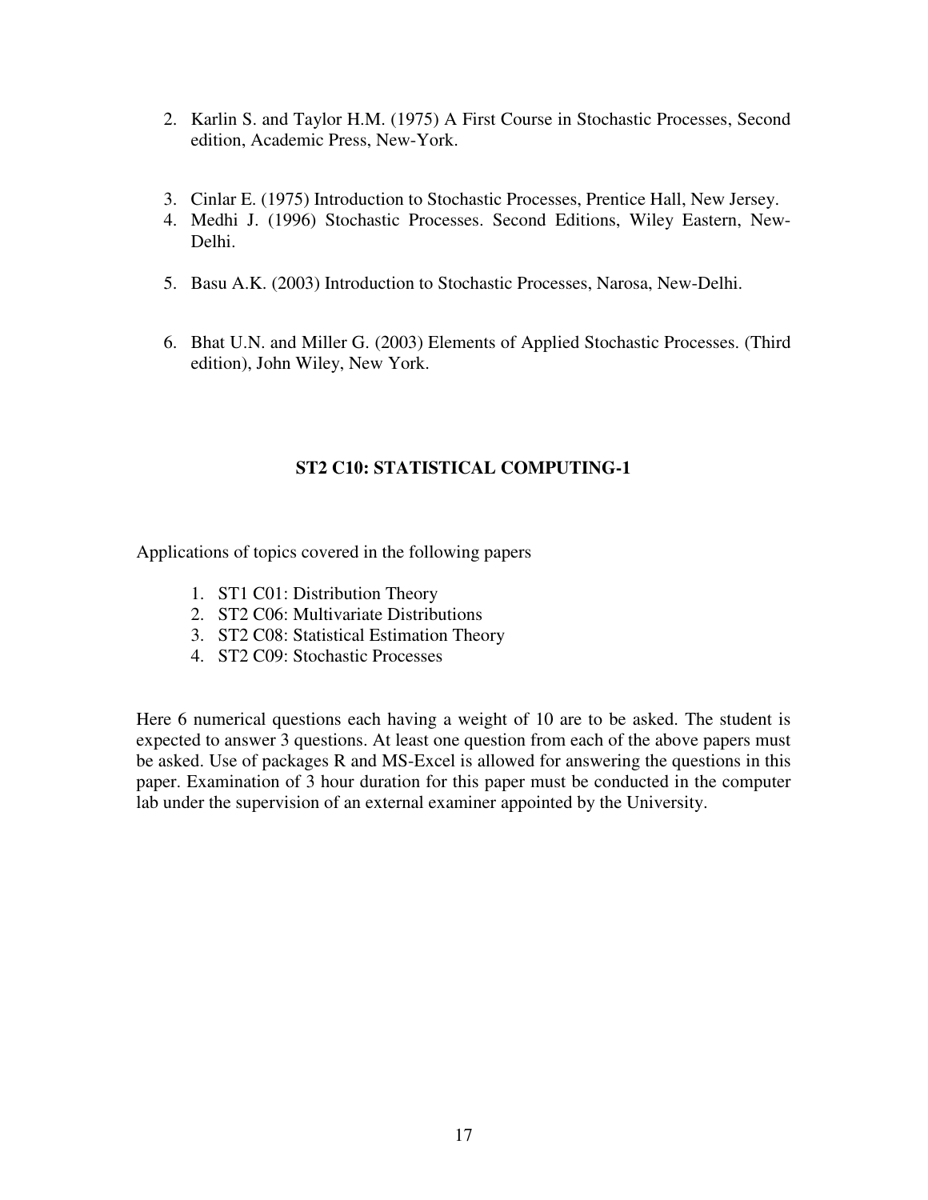2. Karlin S. and Taylor H.M. (1975) A First Course in Stochastic Processes, Second edition, Academic Press, New-York.
3. Cinlar E. (1975) Introduction to Stochastic Processes, Prentice Hall, New Jersey.
4. Medhi J. (1996) Stochastic Processes. Second Editions, Wiley Eastern, New-Delhi.
5. Basu A.K. (2003) Introduction to Stochastic Processes, Narosa, New-Delhi.
6. Bhat U.N. and Miller G. (2003) Elements of Applied Stochastic Processes. (Third edition), John Wiley, New York.

## ST2 C10: STATISTICAL COMPUTING-1

Applications of topics covered in the following papers

1. ST1 C01: Distribution Theory
2. ST2 C06: Multivariate Distributions
3. ST2 C08: Statistical Estimation Theory
4. ST2 C09: Stochastic Processes

Here 6 numerical questions each having a weight of 10 are to be asked. The student is expected to answer 3 questions. At least one question from each of the above papers must be asked. Use of packages R and MS-Excel is allowed for answering the questions in this paper. Examination of 3 hour duration for this paper must be conducted in the computer lab under the supervision of an external examiner appointed by the University.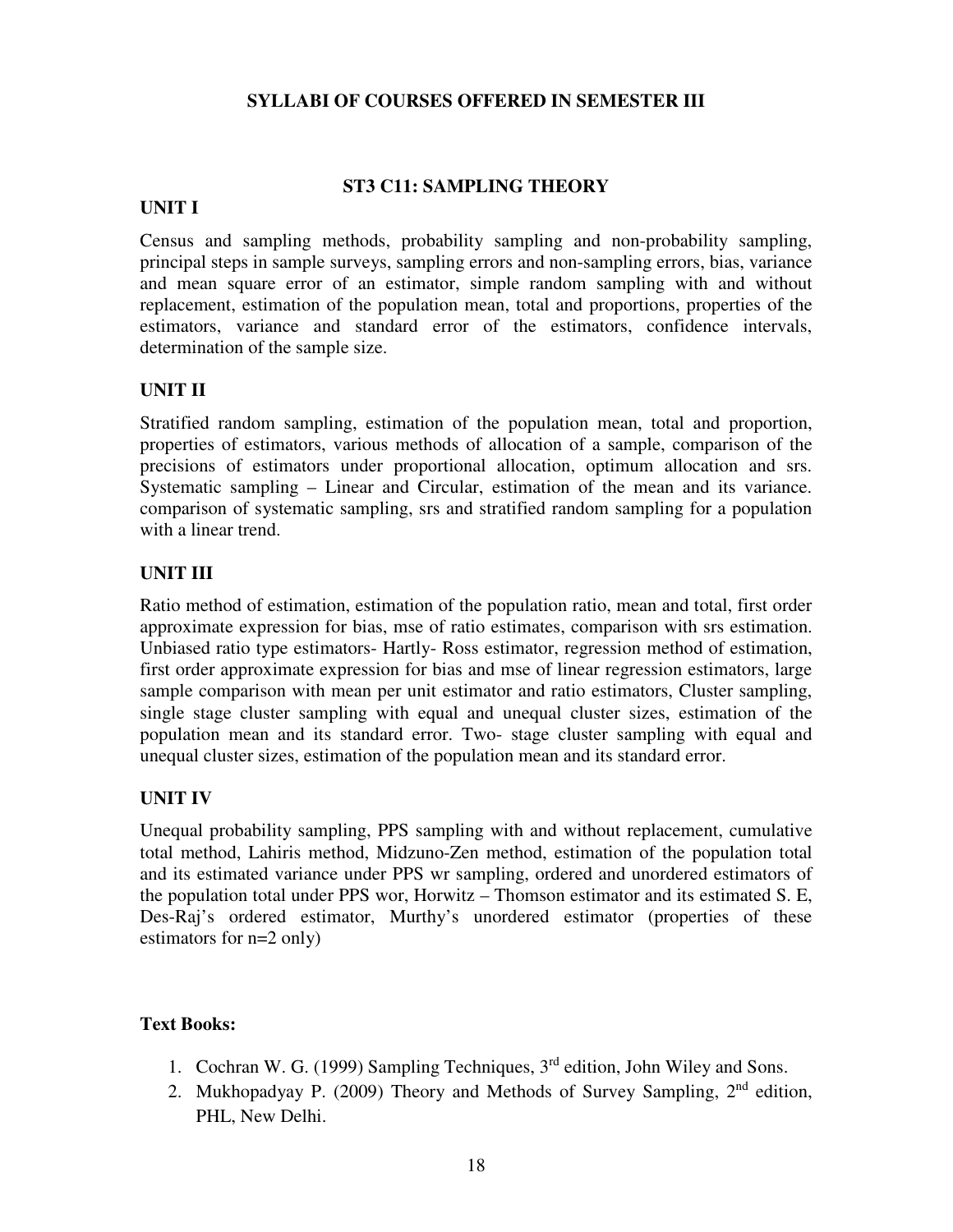## SYLLABI OF COURSES OFFERED IN SEMESTER III

### ST3 C11: SAMPLING THEORY

**UNIT I**

Census and sampling methods, probability sampling and non-probability sampling, principal steps in sample surveys, sampling errors and non-sampling errors, bias, variance and mean square error of an estimator, simple random sampling with and without replacement, estimation of the population mean, total and proportions, properties of the estimators, variance and standard error of the estimators, confidence intervals, determination of the sample size.

**UNIT II**

Stratified random sampling, estimation of the population mean, total and proportion, properties of estimators, various methods of allocation of a sample, comparison of the precisions of estimators under proportional allocation, optimum allocation and srs. Systematic sampling – Linear and Circular, estimation of the mean and its variance. comparison of systematic sampling, srs and stratified random sampling for a population with a linear trend.

**UNIT III**

Ratio method of estimation, estimation of the population ratio, mean and total, first order approximate expression for bias, mse of ratio estimates, comparison with srs estimation. Unbiased ratio type estimators- Hartly- Ross estimator, regression method of estimation, first order approximate expression for bias and mse of linear regression estimators, large sample comparison with mean per unit estimator and ratio estimators, Cluster sampling, single stage cluster sampling with equal and unequal cluster sizes, estimation of the population mean and its standard error. Two- stage cluster sampling with equal and unequal cluster sizes, estimation of the population mean and its standard error.

**UNIT IV**

Unequal probability sampling, PPS sampling with and without replacement, cumulative total method, Lahiris method, Midzuno-Zen method, estimation of the population total and its estimated variance under PPS wr sampling, ordered and unordered estimators of the population total under PPS wor, Horwitz – Thomson estimator and its estimated S. E, Des-Raj's ordered estimator, Murthy's unordered estimator (properties of these estimators for n=2 only)

**Text Books:**

1. Cochran W. G. (1999) Sampling Techniques, 3rd edition, John Wiley and Sons.
2. Mukhopadyay P. (2009) Theory and Methods of Survey Sampling, 2nd edition, PHL, New Delhi.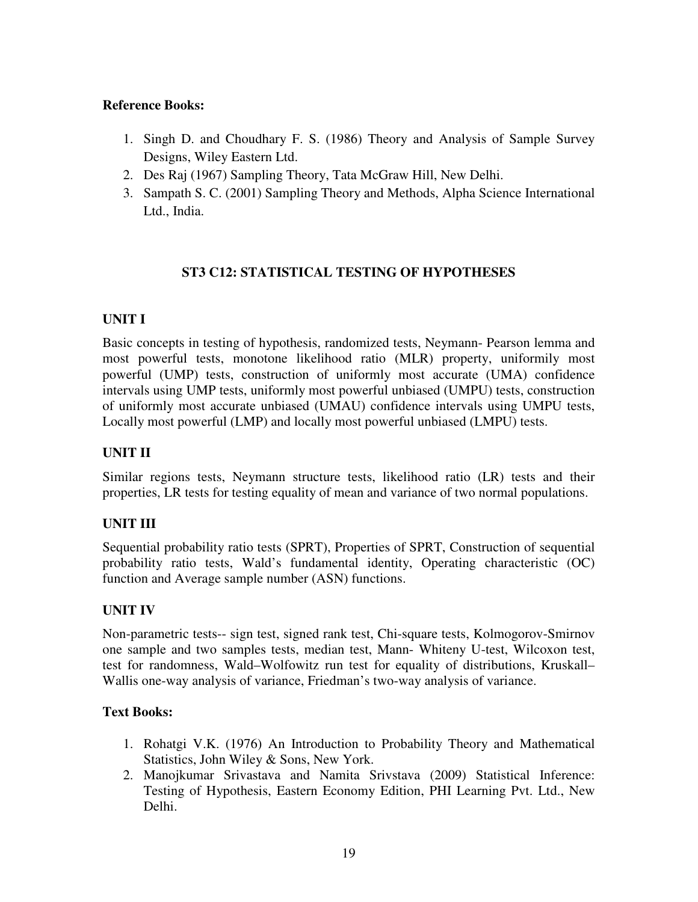**Reference Books:**

1. Singh D. and Choudhary F. S. (1986) Theory and Analysis of Sample Survey Designs, Wiley Eastern Ltd.
2. Des Raj (1967) Sampling Theory, Tata McGraw Hill, New Delhi.
3. Sampath S. C. (2001) Sampling Theory and Methods, Alpha Science International Ltd., India.

## ST3 C12: STATISTICAL TESTING OF HYPOTHESES

### UNIT I

Basic concepts in testing of hypothesis, randomized tests, Neymann- Pearson lemma and most powerful tests, monotone likelihood ratio (MLR) property, uniformily most powerful (UMP) tests, construction of uniformly most accurate (UMA) confidence intervals using UMP tests, uniformly most powerful unbiased (UMPU) tests, construction of uniformly most accurate unbiased (UMAU) confidence intervals using UMPU tests, Locally most powerful (LMP) and locally most powerful unbiased (LMPU) tests.

### UNIT II

Similar regions tests, Neymann structure tests, likelihood ratio (LR) tests and their properties, LR tests for testing equality of mean and variance of two normal populations.

### UNIT III

Sequential probability ratio tests (SPRT), Properties of SPRT, Construction of sequential probability ratio tests, Wald's fundamental identity, Operating characteristic (OC) function and Average sample number (ASN) functions.

### UNIT IV

Non-parametric tests-- sign test, signed rank test, Chi-square tests, Kolmogorov-Smirnov one sample and two samples tests, median test, Mann- Whiteny U-test, Wilcoxon test, test for randomness, Wald–Wolfowitz run test for equality of distributions, Kruskall–Wallis one-way analysis of variance, Friedman's two-way analysis of variance.

**Text Books:**

1. Rohatgi V.K. (1976) An Introduction to Probability Theory and Mathematical Statistics, John Wiley & Sons, New York.
2. Manojkumar Srivastava and Namita Srivstava (2009) Statistical Inference: Testing of Hypothesis, Eastern Economy Edition, PHI Learning Pvt. Ltd., New Delhi.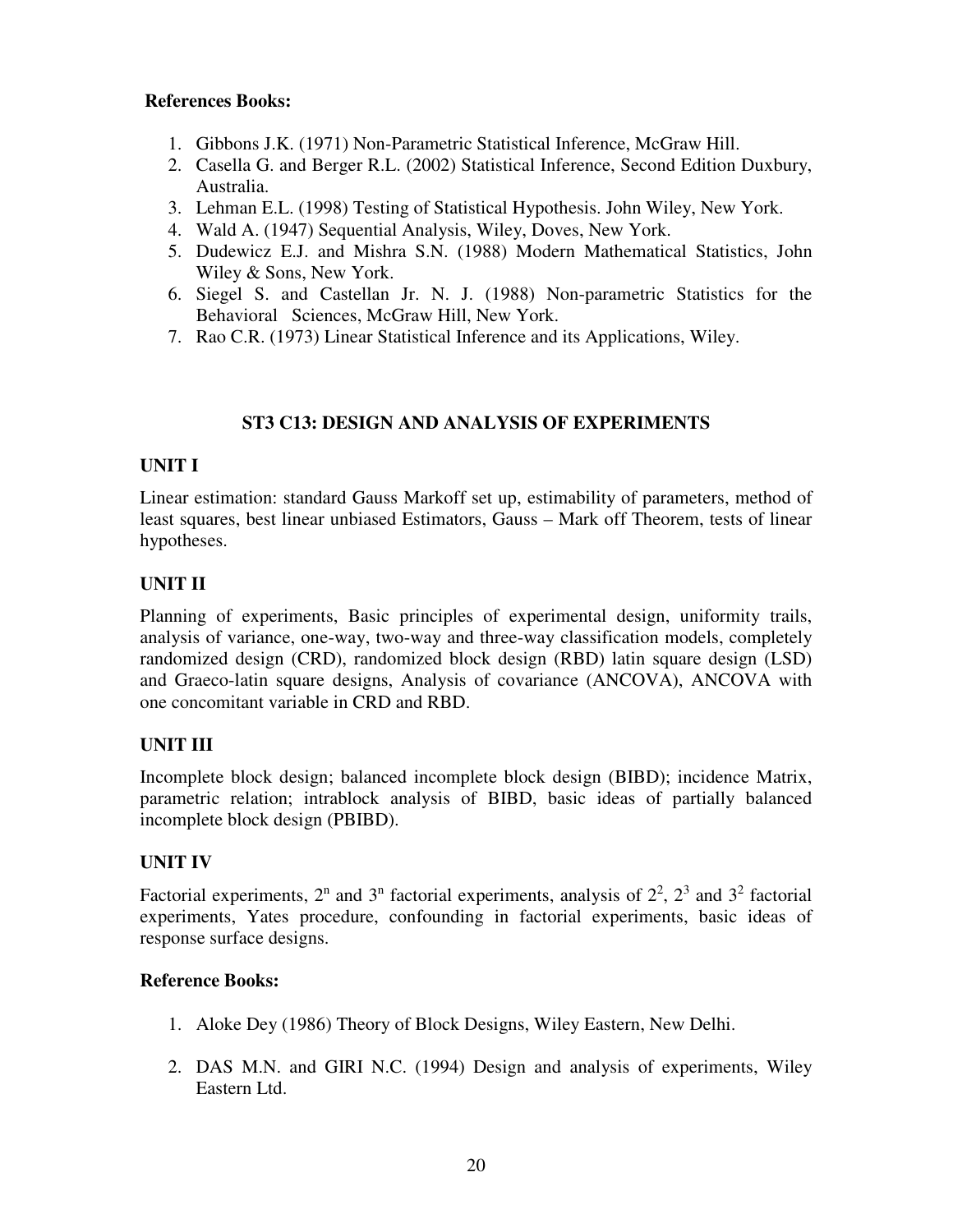**References Books:**

1. Gibbons J.K. (1971) Non-Parametric Statistical Inference, McGraw Hill.
2. Casella G. and Berger R.L. (2002) Statistical Inference, Second Edition Duxbury, Australia.
3. Lehman E.L. (1998) Testing of Statistical Hypothesis. John Wiley, New York.
4. Wald A. (1947) Sequential Analysis, Wiley, Doves, New York.
5. Dudewicz E.J. and Mishra S.N. (1988) Modern Mathematical Statistics, John Wiley & Sons, New York.
6. Siegel S. and Castellan Jr. N. J. (1988) Non-parametric Statistics for the Behavioral Sciences, McGraw Hill, New York.
7. Rao C.R. (1973) Linear Statistical Inference and its Applications, Wiley.

## ST3 C13: DESIGN AND ANALYSIS OF EXPERIMENTS

### UNIT I

Linear estimation: standard Gauss Markoff set up, estimability of parameters, method of least squares, best linear unbiased Estimators, Gauss – Mark off Theorem, tests of linear hypotheses.

### UNIT II

Planning of experiments, Basic principles of experimental design, uniformity trails, analysis of variance, one-way, two-way and three-way classification models, completely randomized design (CRD), randomized block design (RBD) latin square design (LSD) and Graeco-latin square designs, Analysis of covariance (ANCOVA), ANCOVA with one concomitant variable in CRD and RBD.

### UNIT III

Incomplete block design; balanced incomplete block design (BIBD); incidence Matrix, parametric relation; intrablock analysis of BIBD, basic ideas of partially balanced incomplete block design (PBIBD).

### UNIT IV

Factorial experiments, $2^n$ and $3^n$ factorial experiments, analysis of $2^2$, $2^3$ and $3^2$ factorial experiments, Yates procedure, confounding in factorial experiments, basic ideas of response surface designs.

**Reference Books:**

1. Aloke Dey (1986) Theory of Block Designs, Wiley Eastern, New Delhi.

2. DAS M.N. and GIRI N.C. (1994) Design and analysis of experiments, Wiley Eastern Ltd.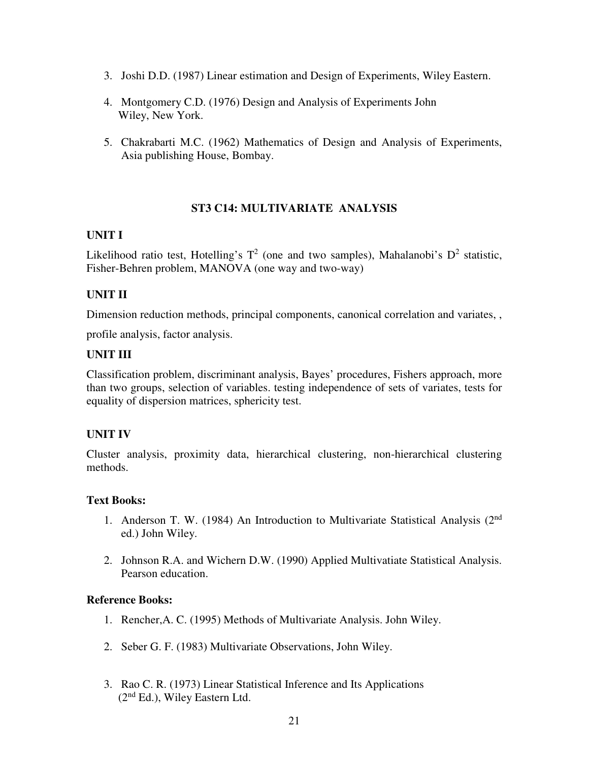3. Joshi D.D. (1987) Linear estimation and Design of Experiments, Wiley Eastern.

4. Montgomery C.D. (1976) Design and Analysis of Experiments John Wiley, New York.

5. Chakrabarti M.C. (1962) Mathematics of Design and Analysis of Experiments, Asia publishing House, Bombay.

## ST3 C14: MULTIVARIATE ANALYSIS

### UNIT I

Likelihood ratio test, Hotelling's $T^2$ (one and two samples), Mahalanobi's $D^2$ statistic, Fisher-Behren problem, MANOVA (one way and two-way)

### UNIT II

Dimension reduction methods, principal components, canonical correlation and variates, ,

profile analysis, factor analysis.

### UNIT III

Classification problem, discriminant analysis, Bayes' procedures, Fishers approach, more than two groups, selection of variables. testing independence of sets of variates, tests for equality of dispersion matrices, sphericity test.

### UNIT IV

Cluster analysis, proximity data, hierarchical clustering, non-hierarchical clustering methods.

**Text Books:**

1. Anderson T. W. (1984) An Introduction to Multivariate Statistical Analysis (2nd ed.) John Wiley.
2. Johnson R.A. and Wichern D.W. (1990) Applied Multivatiate Statistical Analysis. Pearson education.

**Reference Books:**

1. Rencher,A. C. (1995) Methods of Multivariate Analysis. John Wiley.
2. Seber G. F. (1983) Multivariate Observations, John Wiley.
3. Rao C. R. (1973) Linear Statistical Inference and Its Applications (2nd Ed.), Wiley Eastern Ltd.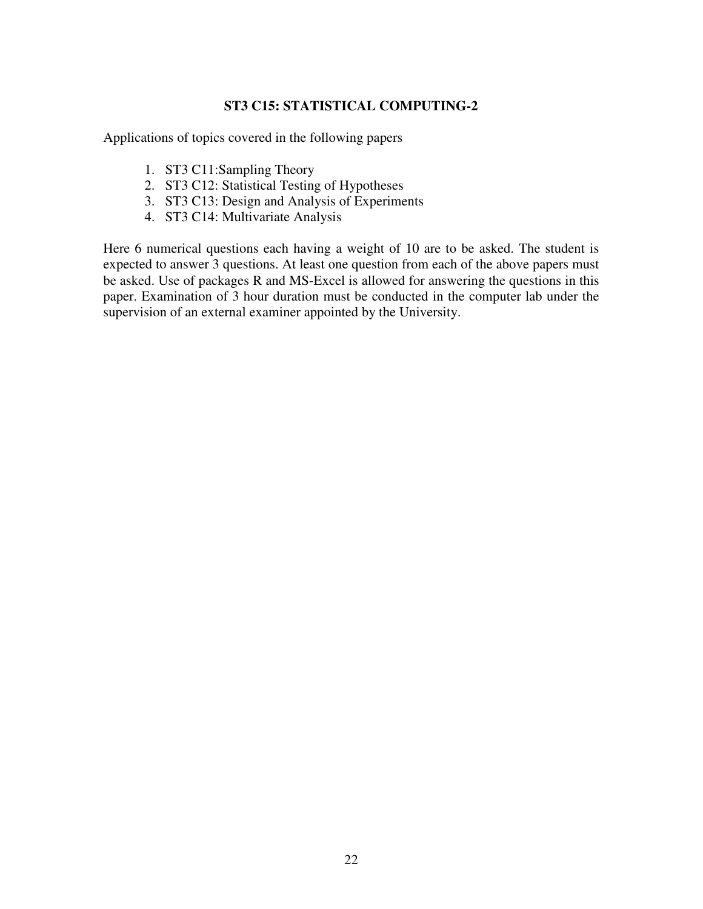## ST3 C15: STATISTICAL COMPUTING-2

Applications of topics covered in the following papers

1. ST3 C11:Sampling Theory
2. ST3 C12: Statistical Testing of Hypotheses
3. ST3 C13: Design and Analysis of Experiments
4. ST3 C14: Multivariate Analysis

Here 6 numerical questions each having a weight of 10 are to be asked. The student is expected to answer 3 questions. At least one question from each of the above papers must be asked. Use of packages R and MS-Excel is allowed for answering the questions in this paper. Examination of 3 hour duration must be conducted in the computer lab under the supervision of an external examiner appointed by the University.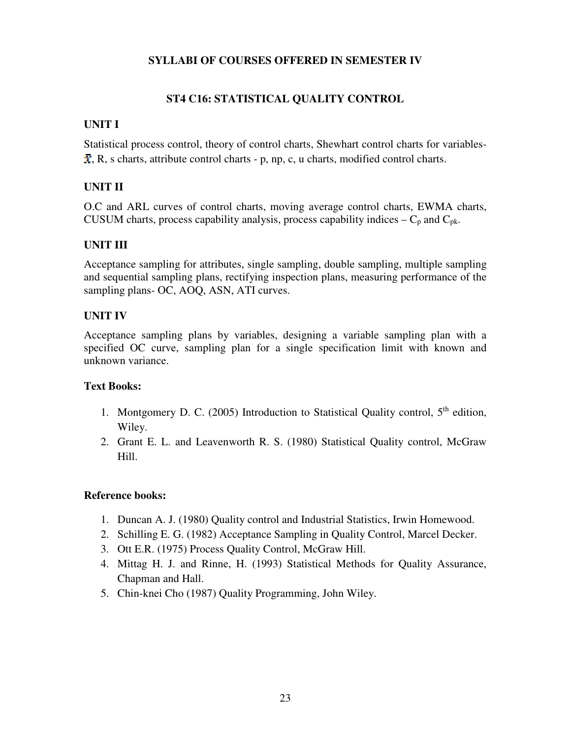## SYLLABI OF COURSES OFFERED IN SEMESTER IV

### ST4 C16: STATISTICAL QUALITY CONTROL

**UNIT I**

Statistical process control, theory of control charts, Shewhart control charts for variables- $\bar{X}$, R, s charts, attribute control charts - p, np, c, u charts, modified control charts.

**UNIT II**

O.C and ARL curves of control charts, moving average control charts, EWMA charts, CUSUM charts, process capability analysis, process capability indices – $C_p$ and $C_{pk}$.

**UNIT III**

Acceptance sampling for attributes, single sampling, double sampling, multiple sampling and sequential sampling plans, rectifying inspection plans, measuring performance of the sampling plans- OC, AOQ, ASN, ATI curves.

**UNIT IV**

Acceptance sampling plans by variables, designing a variable sampling plan with a specified OC curve, sampling plan for a single specification limit with known and unknown variance.

**Text Books:**

1. Montgomery D. C. (2005) Introduction to Statistical Quality control, 5th edition, Wiley.
2. Grant E. L. and Leavenworth R. S. (1980) Statistical Quality control, McGraw Hill.

**Reference books:**

1. Duncan A. J. (1980) Quality control and Industrial Statistics, Irwin Homewood.
2. Schilling E. G. (1982) Acceptance Sampling in Quality Control, Marcel Decker.
3. Ott E.R. (1975) Process Quality Control, McGraw Hill.
4. Mittag H. J. and Rinne, H. (1993) Statistical Methods for Quality Assurance, Chapman and Hall.
5. Chin-knei Cho (1987) Quality Programming, John Wiley.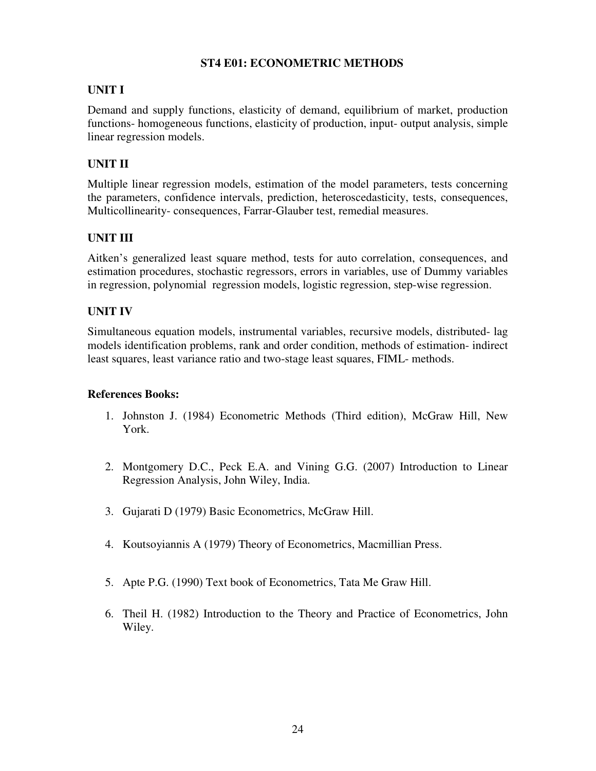# ST4 E01: ECONOMETRIC METHODS

## UNIT I

Demand and supply functions, elasticity of demand, equilibrium of market, production functions- homogeneous functions, elasticity of production, input- output analysis, simple linear regression models.

## UNIT II

Multiple linear regression models, estimation of the model parameters, tests concerning the parameters, confidence intervals, prediction, heteroscedasticity, tests, consequences, Multicollinearity- consequences, Farrar-Glauber test, remedial measures.

## UNIT III

Aitken's generalized least square method, tests for auto correlation, consequences, and estimation procedures, stochastic regressors, errors in variables, use of Dummy variables in regression, polynomial regression models, logistic regression, step-wise regression.

## UNIT IV

Simultaneous equation models, instrumental variables, recursive models, distributed- lag models identification problems, rank and order condition, methods of estimation- indirect least squares, least variance ratio and two-stage least squares, FIML- methods.

### References Books:

1. Johnston J. (1984) Econometric Methods (Third edition), McGraw Hill, New York.
2. Montgomery D.C., Peck E.A. and Vining G.G. (2007) Introduction to Linear Regression Analysis, John Wiley, India.
3. Gujarati D (1979) Basic Econometrics, McGraw Hill.
4. Koutsoyiannis A (1979) Theory of Econometrics, Macmillian Press.
5. Apte P.G. (1990) Text book of Econometrics, Tata Me Graw Hill.
6. Theil H. (1982) Introduction to the Theory and Practice of Econometrics, John Wiley.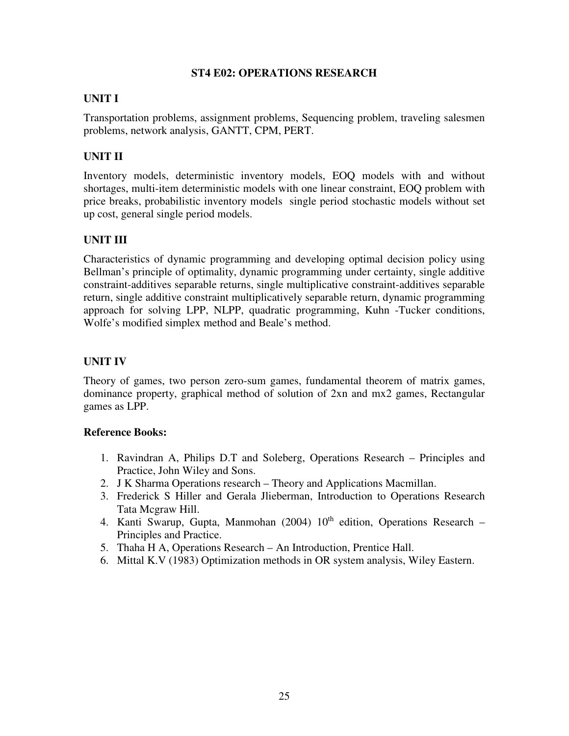## ST4 E02: OPERATIONS RESEARCH

### UNIT I

Transportation problems, assignment problems, Sequencing problem, traveling salesmen problems, network analysis, GANTT, CPM, PERT.

### UNIT II

Inventory models, deterministic inventory models, EOQ models with and without shortages, multi-item deterministic models with one linear constraint, EOQ problem with price breaks, probabilistic inventory models single period stochastic models without set up cost, general single period models.

### UNIT III

Characteristics of dynamic programming and developing optimal decision policy using Bellman's principle of optimality, dynamic programming under certainty, single additive constraint-additives separable returns, single multiplicative constraint-additives separable return, single additive constraint multiplicatively separable return, dynamic programming approach for solving LPP, NLPP, quadratic programming, Kuhn -Tucker conditions, Wolfe's modified simplex method and Beale's method.

### UNIT IV

Theory of games, two person zero-sum games, fundamental theorem of matrix games, dominance property, graphical method of solution of 2xn and mx2 games, Rectangular games as LPP.

**Reference Books:**

1. Ravindran A, Philips D.T and Soleberg, Operations Research – Principles and Practice, John Wiley and Sons.
2. J K Sharma Operations research – Theory and Applications Macmillan.
3. Frederick S Hiller and Gerala Jlieberman, Introduction to Operations Research Tata Mcgraw Hill.
4. Kanti Swarup, Gupta, Manmohan (2004) 10th edition, Operations Research – Principles and Practice.
5. Thaha H A, Operations Research – An Introduction, Prentice Hall.
6. Mittal K.V (1983) Optimization methods in OR system analysis, Wiley Eastern.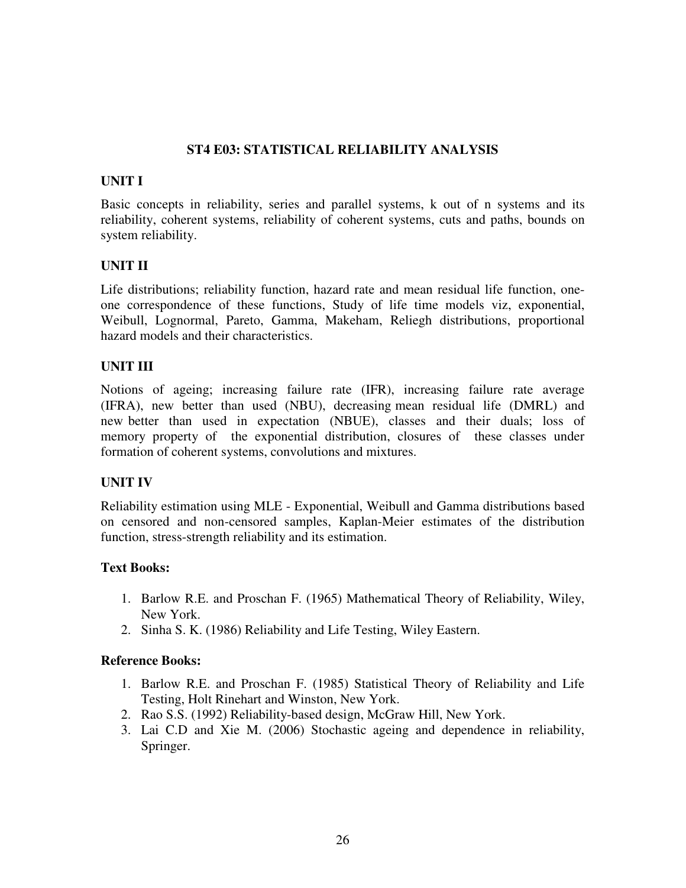# ST4 E03: STATISTICAL RELIABILITY ANALYSIS

## UNIT I

Basic concepts in reliability, series and parallel systems, k out of n systems and its reliability, coherent systems, reliability of coherent systems, cuts and paths, bounds on system reliability.

## UNIT II

Life distributions; reliability function, hazard rate and mean residual life function, one-one correspondence of these functions, Study of life time models viz, exponential, Weibull, Lognormal, Pareto, Gamma, Makeham, Reliegh distributions, proportional hazard models and their characteristics.

## UNIT III

Notions of ageing; increasing failure rate (IFR), increasing failure rate average (IFRA), new better than used (NBU), decreasing mean residual life (DMRL) and new better than used in expectation (NBUE), classes and their duals; loss of memory property of the exponential distribution, closures of these classes under formation of coherent systems, convolutions and mixtures.

## UNIT IV

Reliability estimation using MLE - Exponential, Weibull and Gamma distributions based on censored and non-censored samples, Kaplan-Meier estimates of the distribution function, stress-strength reliability and its estimation.

**Text Books:**

1. Barlow R.E. and Proschan F. (1965) Mathematical Theory of Reliability, Wiley, New York.
2. Sinha S. K. (1986) Reliability and Life Testing, Wiley Eastern.

**Reference Books:**

1. Barlow R.E. and Proschan F. (1985) Statistical Theory of Reliability and Life Testing, Holt Rinehart and Winston, New York.
2. Rao S.S. (1992) Reliability-based design, McGraw Hill, New York.
3. Lai C.D and Xie M. (2006) Stochastic ageing and dependence in reliability, Springer.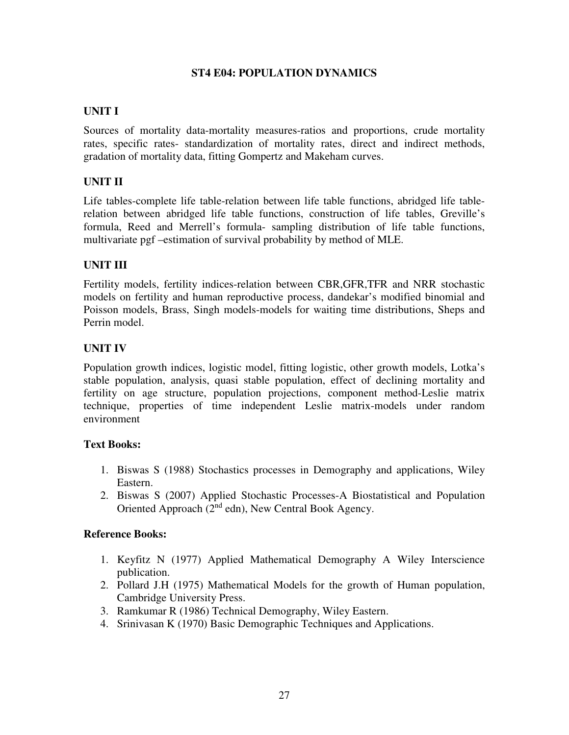## ST4 E04: POPULATION DYNAMICS

### UNIT I

Sources of mortality data-mortality measures-ratios and proportions, crude mortality rates, specific rates- standardization of mortality rates, direct and indirect methods, gradation of mortality data, fitting Gompertz and Makeham curves.

### UNIT II

Life tables-complete life table-relation between life table functions, abridged life table-relation between abridged life table functions, construction of life tables, Greville's formula, Reed and Merrell's formula- sampling distribution of life table functions, multivariate pgf –estimation of survival probability by method of MLE.

### UNIT III

Fertility models, fertility indices-relation between CBR,GFR,TFR and NRR stochastic models on fertility and human reproductive process, dandekar's modified binomial and Poisson models, Brass, Singh models-models for waiting time distributions, Sheps and Perrin model.

### UNIT IV

Population growth indices, logistic model, fitting logistic, other growth models, Lotka's stable population, analysis, quasi stable population, effect of declining mortality and fertility on age structure, population projections, component method-Leslie matrix technique, properties of time independent Leslie matrix-models under random environment

### Text Books:

1. Biswas S (1988) Stochastics processes in Demography and applications, Wiley Eastern.
2. Biswas S (2007) Applied Stochastic Processes-A Biostatistical and Population Oriented Approach (2nd edn), New Central Book Agency.

### Reference Books:

1. Keyfitz N (1977) Applied Mathematical Demography A Wiley Interscience publication.
2. Pollard J.H (1975) Mathematical Models for the growth of Human population, Cambridge University Press.
3. Ramkumar R (1986) Technical Demography, Wiley Eastern.
4. Srinivasan K (1970) Basic Demographic Techniques and Applications.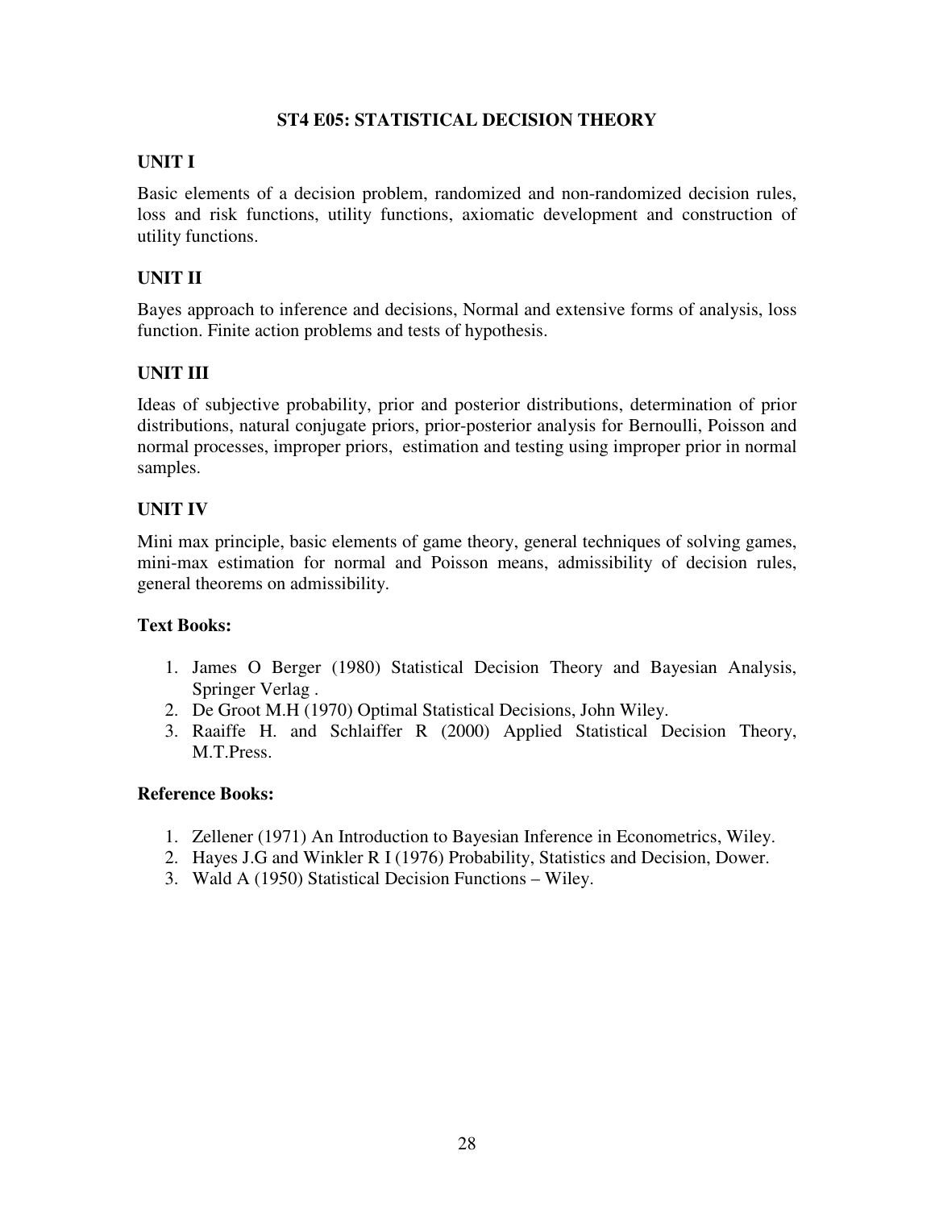# ST4 E05: STATISTICAL DECISION THEORY

## UNIT I

Basic elements of a decision problem, randomized and non-randomized decision rules, loss and risk functions, utility functions, axiomatic development and construction of utility functions.

## UNIT II

Bayes approach to inference and decisions, Normal and extensive forms of analysis, loss function. Finite action problems and tests of hypothesis.

## UNIT III

Ideas of subjective probability, prior and posterior distributions, determination of prior distributions, natural conjugate priors, prior-posterior analysis for Bernoulli, Poisson and normal processes, improper priors, estimation and testing using improper prior in normal samples.

## UNIT IV

Mini max principle, basic elements of game theory, general techniques of solving games, mini-max estimation for normal and Poisson means, admissibility of decision rules, general theorems on admissibility.

### Text Books:

1. James O Berger (1980) Statistical Decision Theory and Bayesian Analysis, Springer Verlag .
2. De Groot M.H (1970) Optimal Statistical Decisions, John Wiley.
3. Raaiffe H. and Schlaiffer R (2000) Applied Statistical Decision Theory, M.T.Press.

### Reference Books:

1. Zellener (1971) An Introduction to Bayesian Inference in Econometrics, Wiley.
2. Hayes J.G and Winkler R I (1976) Probability, Statistics and Decision, Dower.
3. Wald A (1950) Statistical Decision Functions – Wiley.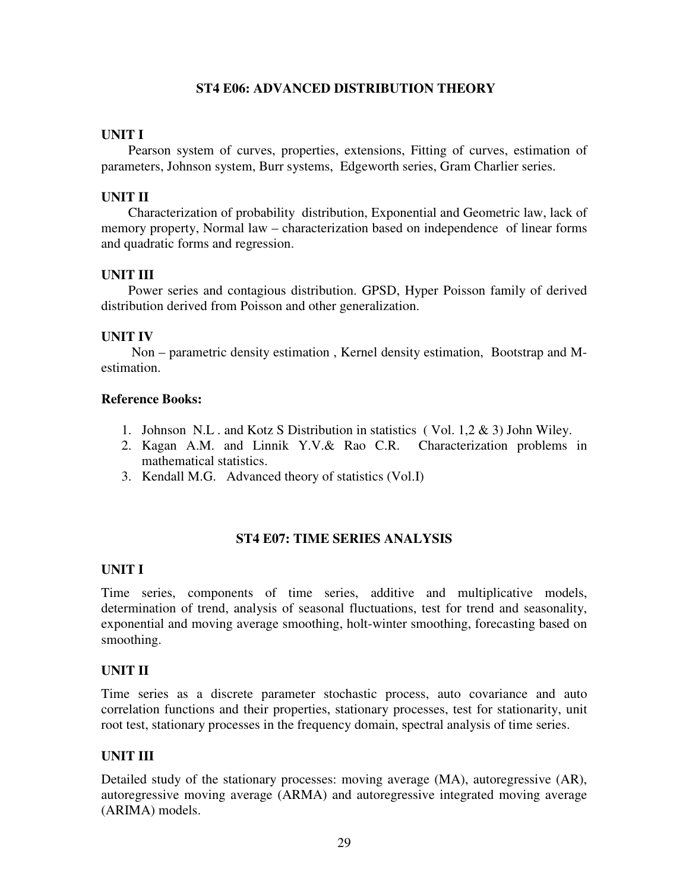## ST4 E06: ADVANCED DISTRIBUTION THEORY

### UNIT I

Pearson system of curves, properties, extensions, Fitting of curves, estimation of parameters, Johnson system, Burr systems, Edgeworth series, Gram Charlier series.

### UNIT II

Characterization of probability distribution, Exponential and Geometric law, lack of memory property, Normal law – characterization based on independence of linear forms and quadratic forms and regression.

### UNIT III

Power series and contagious distribution. GPSD, Hyper Poisson family of derived distribution derived from Poisson and other generalization.

### UNIT IV

Non – parametric density estimation , Kernel density estimation, Bootstrap and M-estimation.

**Reference Books:**

1. Johnson N.L . and Kotz S Distribution in statistics ( Vol. 1,2 & 3) John Wiley.
2. Kagan A.M. and Linnik Y.V.& Rao C.R. Characterization problems in mathematical statistics.
3. Kendall M.G. Advanced theory of statistics (Vol.I)

## ST4 E07: TIME SERIES ANALYSIS

### UNIT I

Time series, components of time series, additive and multiplicative models, determination of trend, analysis of seasonal fluctuations, test for trend and seasonality, exponential and moving average smoothing, holt-winter smoothing, forecasting based on smoothing.

### UNIT II

Time series as a discrete parameter stochastic process, auto covariance and auto correlation functions and their properties, stationary processes, test for stationarity, unit root test, stationary processes in the frequency domain, spectral analysis of time series.

### UNIT III

Detailed study of the stationary processes: moving average (MA), autoregressive (AR), autoregressive moving average (ARMA) and autoregressive integrated moving average (ARIMA) models.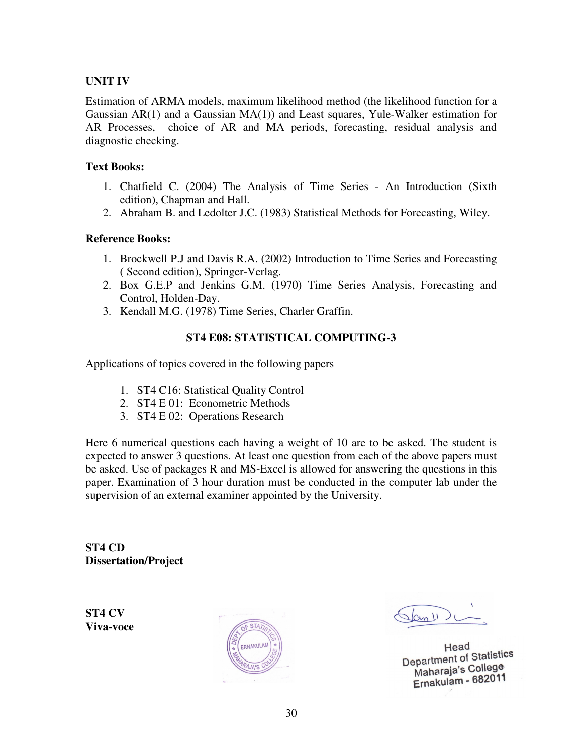### UNIT IV

Estimation of ARMA models, maximum likelihood method (the likelihood function for a Gaussian AR(1) and a Gaussian MA(1)) and Least squares, Yule-Walker estimation for AR Processes, choice of AR and MA periods, forecasting, residual analysis and diagnostic checking.

**Text Books:**

1. Chatfield C. (2004) The Analysis of Time Series - An Introduction (Sixth edition), Chapman and Hall.
2. Abraham B. and Ledolter J.C. (1983) Statistical Methods for Forecasting, Wiley.

**Reference Books:**

1. Brockwell P.J and Davis R.A. (2002) Introduction to Time Series and Forecasting ( Second edition), Springer-Verlag.
2. Box G.E.P and Jenkins G.M. (1970) Time Series Analysis, Forecasting and Control, Holden-Day.
3. Kendall M.G. (1978) Time Series, Charler Graffin.

## ST4 E08: STATISTICAL COMPUTING-3

Applications of topics covered in the following papers

1. ST4 C16: Statistical Quality Control
2. ST4 E 01: Econometric Methods
3. ST4 E 02: Operations Research

Here 6 numerical questions each having a weight of 10 are to be asked. The student is expected to answer 3 questions. At least one question from each of the above papers must be asked. Use of packages R and MS-Excel is allowed for answering the questions in this paper. Examination of 3 hour duration must be conducted in the computer lab under the supervision of an external examiner appointed by the University.

**ST4 CD**
**Dissertation/Project**

**ST4 CV**
**Viva-voce**

DEPT. OF STATISTICS ERNAKULAM MAHARAJA'S COLLEGE

Head
Department of Statistics
Maharaja's College
Ernakulam - 682011